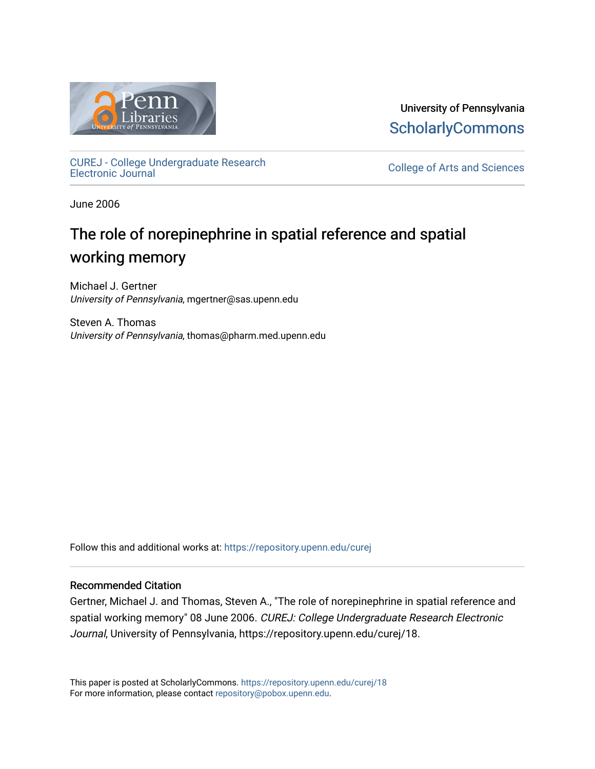University of Pennsylvania
ScholarlyCommons

CUREJ - College Undergraduate Research Electronic Journal

College of Arts and Sciences

June 2006

# The role of norepinephrine in spatial reference and spatial working memory

Michael J. Gertner
*University of Pennsylvania*, mgertner@sas.upenn.edu

Steven A. Thomas
*University of Pennsylvania*, thomas@pharm.med.upenn.edu

Follow this and additional works at: https://repository.upenn.edu/curej

## Recommended Citation

Gertner, Michael J. and Thomas, Steven A., "The role of norepinephrine in spatial reference and spatial working memory" 08 June 2006. *CUREJ: College Undergraduate Research Electronic Journal*, University of Pennsylvania, https://repository.upenn.edu/curej/18.

This paper is posted at ScholarlyCommons. https://repository.upenn.edu/curej/18
For more information, please contact repository@pobox.upenn.edu.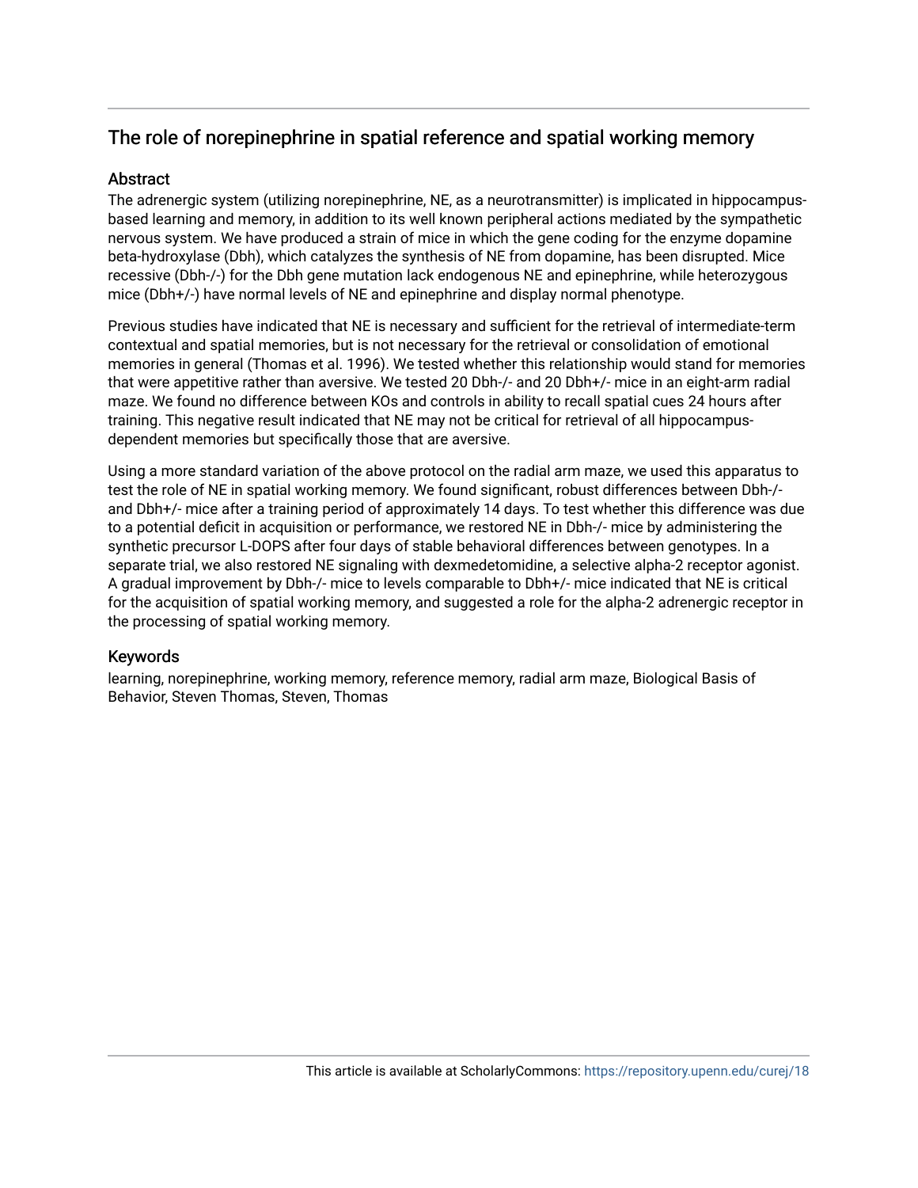## The role of norepinephrine in spatial reference and spatial working memory

### Abstract

The adrenergic system (utilizing norepinephrine, NE, as a neurotransmitter) is implicated in hippocampus-based learning and memory, in addition to its well known peripheral actions mediated by the sympathetic nervous system. We have produced a strain of mice in which the gene coding for the enzyme dopamine beta-hydroxylase (Dbh), which catalyzes the synthesis of NE from dopamine, has been disrupted. Mice recessive (Dbh-/-) for the Dbh gene mutation lack endogenous NE and epinephrine, while heterozygous mice (Dbh+/-) have normal levels of NE and epinephrine and display normal phenotype.

Previous studies have indicated that NE is necessary and sufficient for the retrieval of intermediate-term contextual and spatial memories, but is not necessary for the retrieval or consolidation of emotional memories in general (Thomas et al. 1996). We tested whether this relationship would stand for memories that were appetitive rather than aversive. We tested 20 Dbh-/- and 20 Dbh+/- mice in an eight-arm radial maze. We found no difference between KOs and controls in ability to recall spatial cues 24 hours after training. This negative result indicated that NE may not be critical for retrieval of all hippocampus-dependent memories but specifically those that are aversive.

Using a more standard variation of the above protocol on the radial arm maze, we used this apparatus to test the role of NE in spatial working memory. We found significant, robust differences between Dbh-/- and Dbh+/- mice after a training period of approximately 14 days. To test whether this difference was due to a potential deficit in acquisition or performance, we restored NE in Dbh-/- mice by administering the synthetic precursor L-DOPS after four days of stable behavioral differences between genotypes. In a separate trial, we also restored NE signaling with dexmedetomidine, a selective alpha-2 receptor agonist. A gradual improvement by Dbh-/- mice to levels comparable to Dbh+/- mice indicated that NE is critical for the acquisition of spatial working memory, and suggested a role for the alpha-2 adrenergic receptor in the processing of spatial working memory.

### Keywords

learning, norepinephrine, working memory, reference memory, radial arm maze, Biological Basis of Behavior, Steven Thomas, Steven, Thomas

This article is available at ScholarlyCommons: https://repository.upenn.edu/curej/18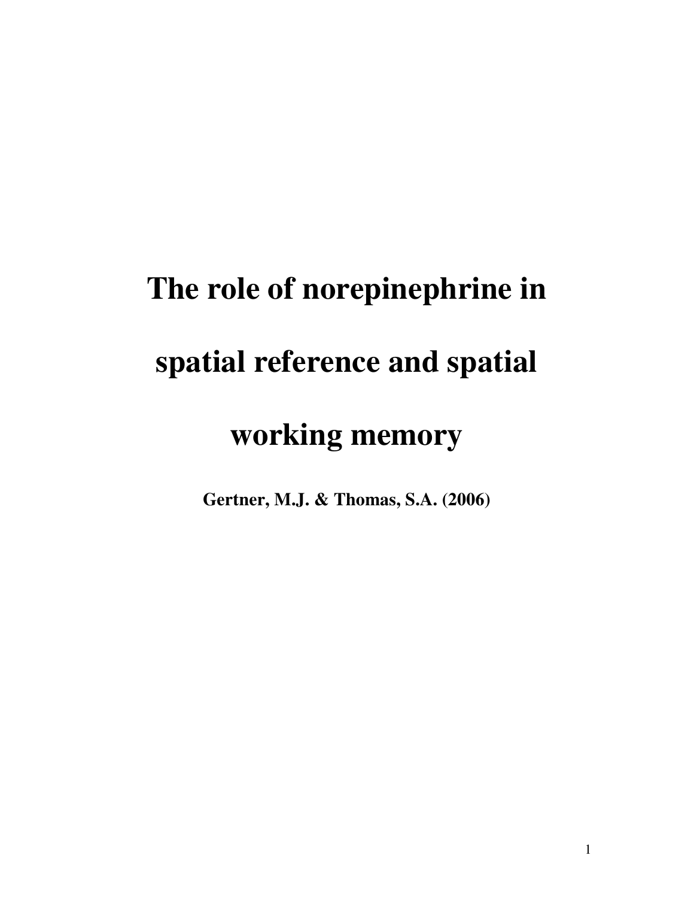# The role of norepinephrine in spatial reference and spatial working memory

**Gertner, M.J. & Thomas, S.A. (2006)**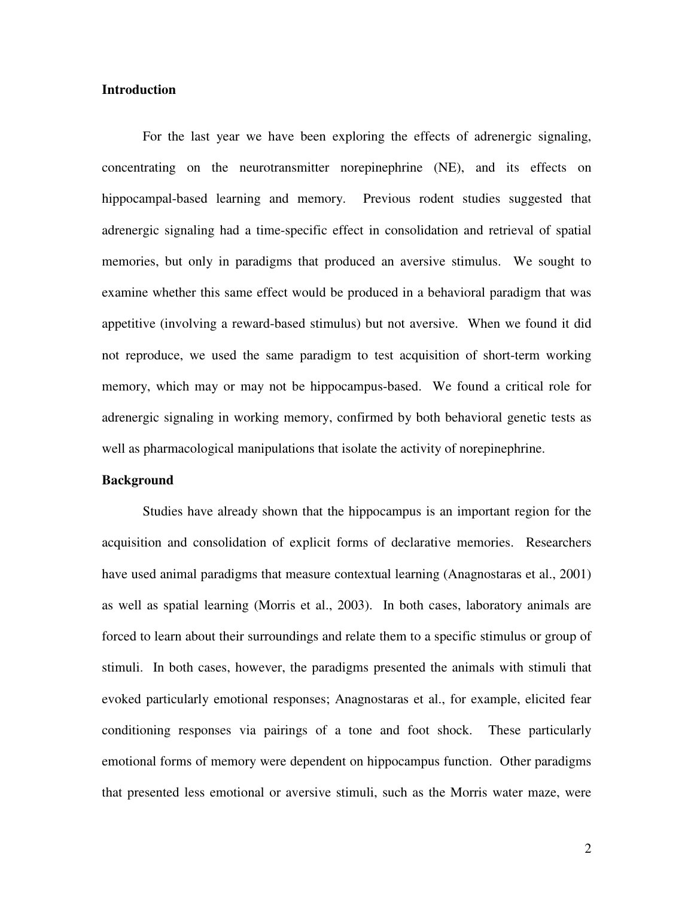**Introduction**

For the last year we have been exploring the effects of adrenergic signaling, concentrating on the neurotransmitter norepinephrine (NE), and its effects on hippocampal-based learning and memory. Previous rodent studies suggested that adrenergic signaling had a time-specific effect in consolidation and retrieval of spatial memories, but only in paradigms that produced an aversive stimulus. We sought to examine whether this same effect would be produced in a behavioral paradigm that was appetitive (involving a reward-based stimulus) but not aversive. When we found it did not reproduce, we used the same paradigm to test acquisition of short-term working memory, which may or may not be hippocampus-based. We found a critical role for adrenergic signaling in working memory, confirmed by both behavioral genetic tests as well as pharmacological manipulations that isolate the activity of norepinephrine.

**Background**

Studies have already shown that the hippocampus is an important region for the acquisition and consolidation of explicit forms of declarative memories. Researchers have used animal paradigms that measure contextual learning (Anagnostaras et al., 2001) as well as spatial learning (Morris et al., 2003). In both cases, laboratory animals are forced to learn about their surroundings and relate them to a specific stimulus or group of stimuli. In both cases, however, the paradigms presented the animals with stimuli that evoked particularly emotional responses; Anagnostaras et al., for example, elicited fear conditioning responses via pairings of a tone and foot shock. These particularly emotional forms of memory were dependent on hippocampus function. Other paradigms that presented less emotional or aversive stimuli, such as the Morris water maze, were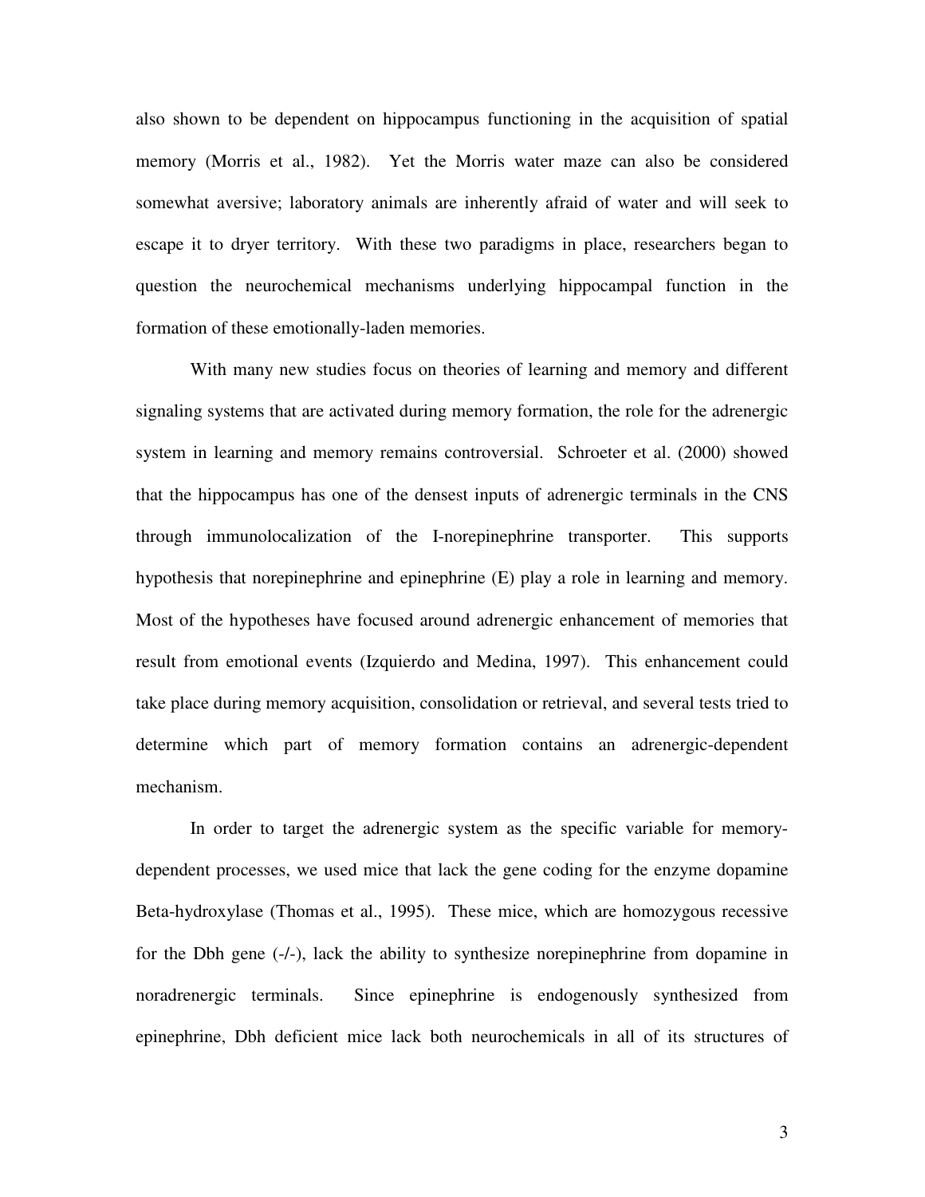also shown to be dependent on hippocampus functioning in the acquisition of spatial memory (Morris et al., 1982). Yet the Morris water maze can also be considered somewhat aversive; laboratory animals are inherently afraid of water and will seek to escape it to dryer territory. With these two paradigms in place, researchers began to question the neurochemical mechanisms underlying hippocampal function in the formation of these emotionally-laden memories.

With many new studies focus on theories of learning and memory and different signaling systems that are activated during memory formation, the role for the adrenergic system in learning and memory remains controversial. Schroeter et al. (2000) showed that the hippocampus has one of the densest inputs of adrenergic terminals in the CNS through immunolocalization of the I-norepinephrine transporter. This supports hypothesis that norepinephrine and epinephrine (E) play a role in learning and memory. Most of the hypotheses have focused around adrenergic enhancement of memories that result from emotional events (Izquierdo and Medina, 1997). This enhancement could take place during memory acquisition, consolidation or retrieval, and several tests tried to determine which part of memory formation contains an adrenergic-dependent mechanism.

In order to target the adrenergic system as the specific variable for memory-dependent processes, we used mice that lack the gene coding for the enzyme dopamine Beta-hydroxylase (Thomas et al., 1995). These mice, which are homozygous recessive for the Dbh gene (-/-), lack the ability to synthesize norepinephrine from dopamine in noradrenergic terminals. Since epinephrine is endogenously synthesized from epinephrine, Dbh deficient mice lack both neurochemicals in all of its structures of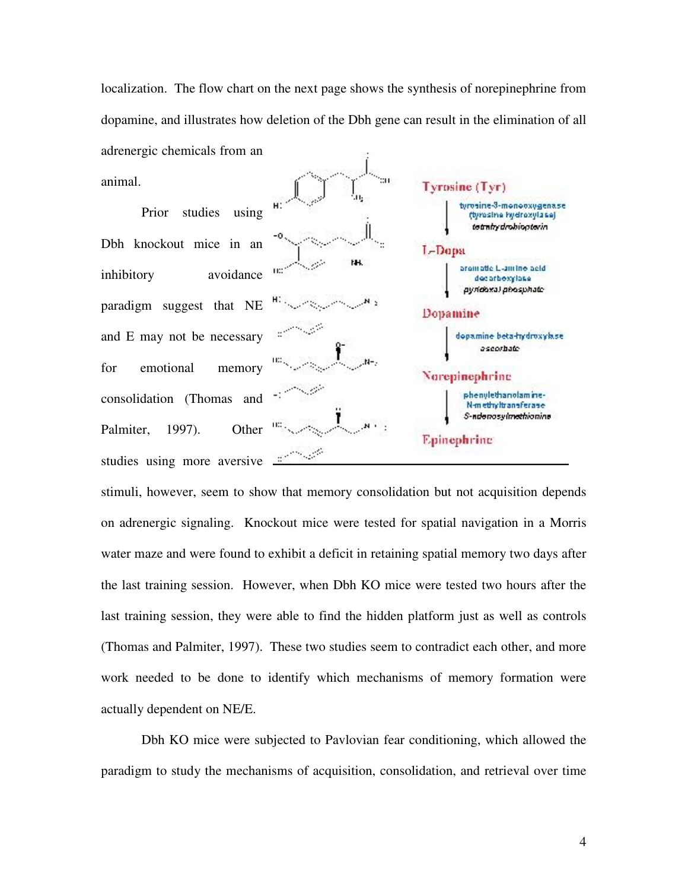localization. The flow chart on the next page shows the synthesis of norepinephrine from dopamine, and illustrates how deletion of the Dbh gene can result in the elimination of all adrenergic chemicals from an animal.

Prior studies using Dbh knockout mice in an inhibitory avoidance paradigm suggest that NE and E may not be necessary for emotional memory consolidation (Thomas and Palmiter, 1997). Other studies using more aversive stimuli, however, seem to show that memory consolidation but not acquisition depends on adrenergic signaling. Knockout mice were tested for spatial navigation in a Morris water maze and were found to exhibit a deficit in retaining spatial memory two days after the last training session. However, when Dbh KO mice were tested two hours after the last training session, they were able to find the hidden platform just as well as controls (Thomas and Palmiter, 1997). These two studies seem to contradict each other, and more work needed to be done to identify which mechanisms of memory formation were actually dependent on NE/E.

Dbh KO mice were subjected to Pavlovian fear conditioning, which allowed the paradigm to study the mechanisms of acquisition, consolidation, and retrieval over time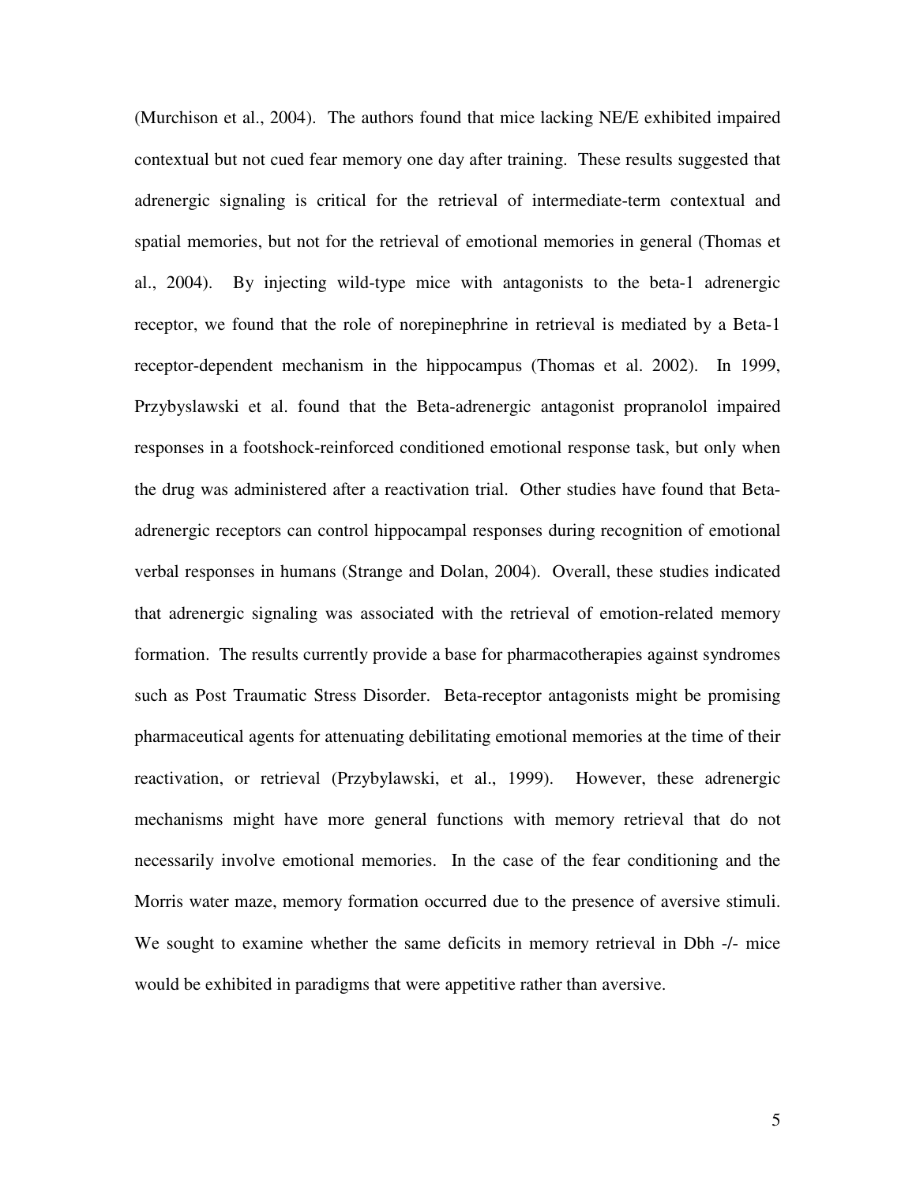(Murchison et al., 2004). The authors found that mice lacking NE/E exhibited impaired contextual but not cued fear memory one day after training. These results suggested that adrenergic signaling is critical for the retrieval of intermediate-term contextual and spatial memories, but not for the retrieval of emotional memories in general (Thomas et al., 2004). By injecting wild-type mice with antagonists to the beta-1 adrenergic receptor, we found that the role of norepinephrine in retrieval is mediated by a Beta-1 receptor-dependent mechanism in the hippocampus (Thomas et al. 2002). In 1999, Przybyslawski et al. found that the Beta-adrenergic antagonist propranolol impaired responses in a footshock-reinforced conditioned emotional response task, but only when the drug was administered after a reactivation trial. Other studies have found that Beta-adrenergic receptors can control hippocampal responses during recognition of emotional verbal responses in humans (Strange and Dolan, 2004). Overall, these studies indicated that adrenergic signaling was associated with the retrieval of emotion-related memory formation. The results currently provide a base for pharmacotherapies against syndromes such as Post Traumatic Stress Disorder. Beta-receptor antagonists might be promising pharmaceutical agents for attenuating debilitating emotional memories at the time of their reactivation, or retrieval (Przybylawski, et al., 1999). However, these adrenergic mechanisms might have more general functions with memory retrieval that do not necessarily involve emotional memories. In the case of the fear conditioning and the Morris water maze, memory formation occurred due to the presence of aversive stimuli. We sought to examine whether the same deficits in memory retrieval in Dbh -/- mice would be exhibited in paradigms that were appetitive rather than aversive.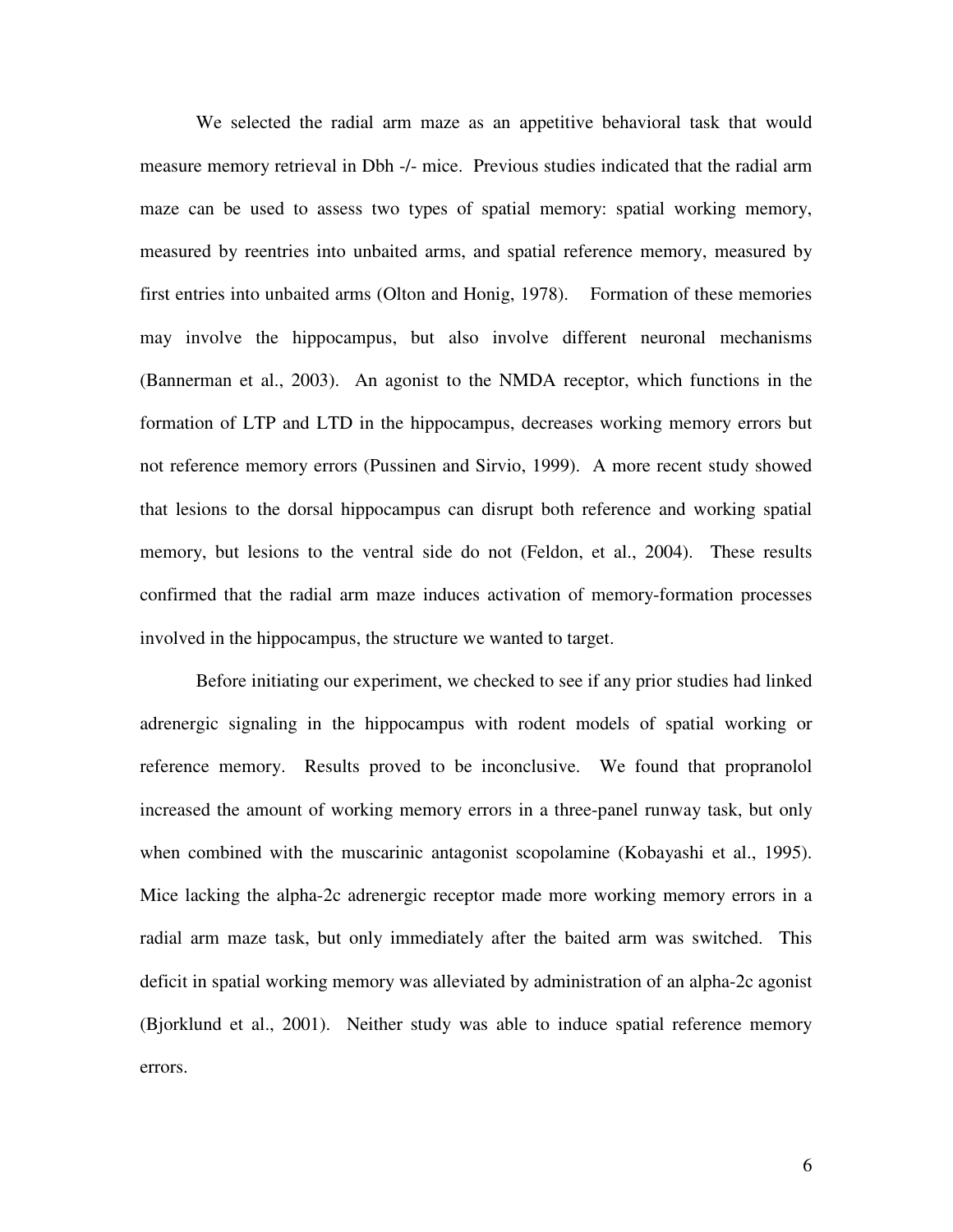We selected the radial arm maze as an appetitive behavioral task that would measure memory retrieval in Dbh -/- mice. Previous studies indicated that the radial arm maze can be used to assess two types of spatial memory: spatial working memory, measured by reentries into unbaited arms, and spatial reference memory, measured by first entries into unbaited arms (Olton and Honig, 1978). Formation of these memories may involve the hippocampus, but also involve different neuronal mechanisms (Bannerman et al., 2003). An agonist to the NMDA receptor, which functions in the formation of LTP and LTD in the hippocampus, decreases working memory errors but not reference memory errors (Pussinen and Sirvio, 1999). A more recent study showed that lesions to the dorsal hippocampus can disrupt both reference and working spatial memory, but lesions to the ventral side do not (Feldon, et al., 2004). These results confirmed that the radial arm maze induces activation of memory-formation processes involved in the hippocampus, the structure we wanted to target.

Before initiating our experiment, we checked to see if any prior studies had linked adrenergic signaling in the hippocampus with rodent models of spatial working or reference memory. Results proved to be inconclusive. We found that propranolol increased the amount of working memory errors in a three-panel runway task, but only when combined with the muscarinic antagonist scopolamine (Kobayashi et al., 1995). Mice lacking the alpha-2c adrenergic receptor made more working memory errors in a radial arm maze task, but only immediately after the baited arm was switched. This deficit in spatial working memory was alleviated by administration of an alpha-2c agonist (Bjorklund et al., 2001). Neither study was able to induce spatial reference memory errors.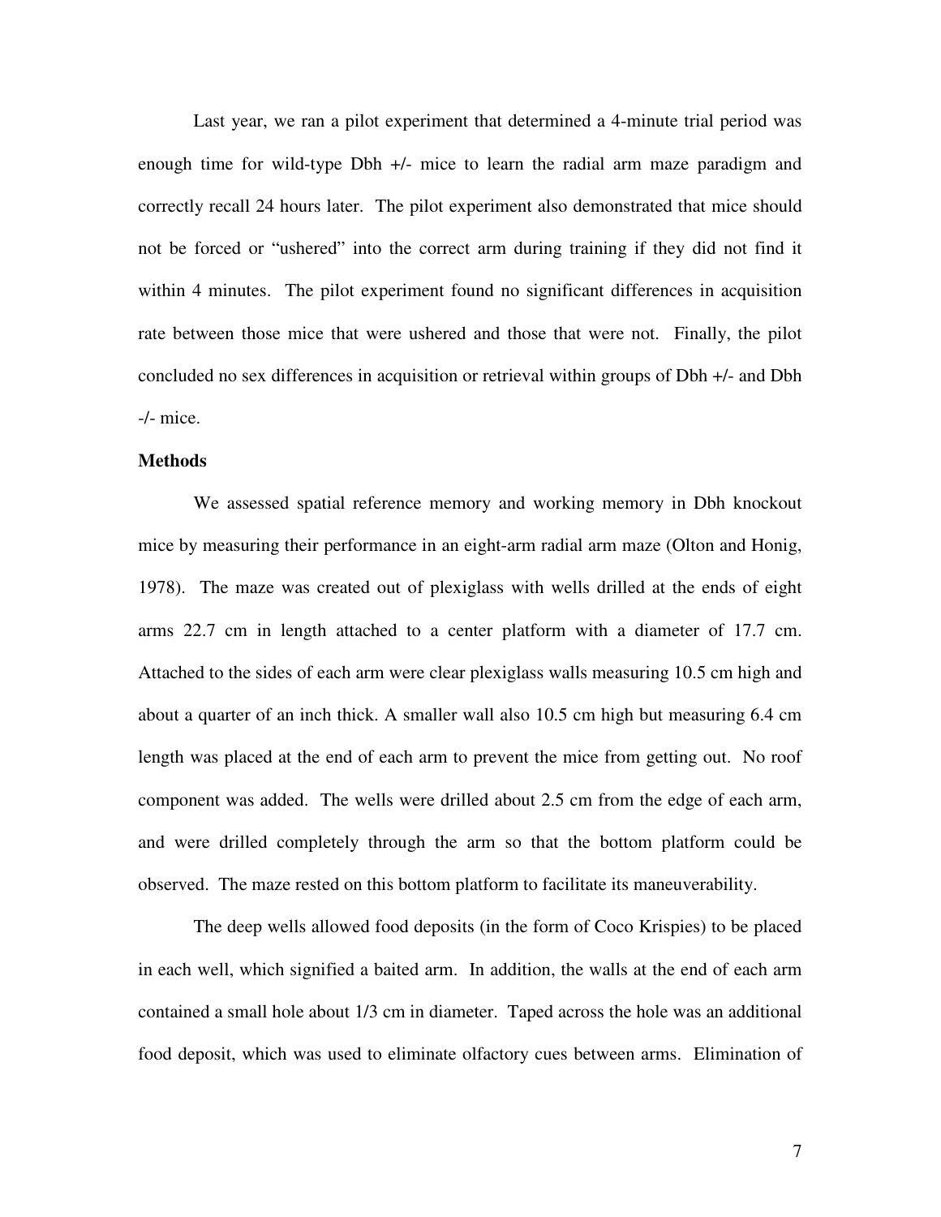Last year, we ran a pilot experiment that determined a 4-minute trial period was enough time for wild-type Dbh +/- mice to learn the radial arm maze paradigm and correctly recall 24 hours later. The pilot experiment also demonstrated that mice should not be forced or "ushered" into the correct arm during training if they did not find it within 4 minutes. The pilot experiment found no significant differences in acquisition rate between those mice that were ushered and those that were not. Finally, the pilot concluded no sex differences in acquisition or retrieval within groups of Dbh +/- and Dbh -/- mice.

**Methods**

We assessed spatial reference memory and working memory in Dbh knockout mice by measuring their performance in an eight-arm radial arm maze (Olton and Honig, 1978). The maze was created out of plexiglass with wells drilled at the ends of eight arms 22.7 cm in length attached to a center platform with a diameter of 17.7 cm. Attached to the sides of each arm were clear plexiglass walls measuring 10.5 cm high and about a quarter of an inch thick. A smaller wall also 10.5 cm high but measuring 6.4 cm length was placed at the end of each arm to prevent the mice from getting out. No roof component was added. The wells were drilled about 2.5 cm from the edge of each arm, and were drilled completely through the arm so that the bottom platform could be observed. The maze rested on this bottom platform to facilitate its maneuverability.

The deep wells allowed food deposits (in the form of Coco Krispies) to be placed in each well, which signified a baited arm. In addition, the walls at the end of each arm contained a small hole about 1/3 cm in diameter. Taped across the hole was an additional food deposit, which was used to eliminate olfactory cues between arms. Elimination of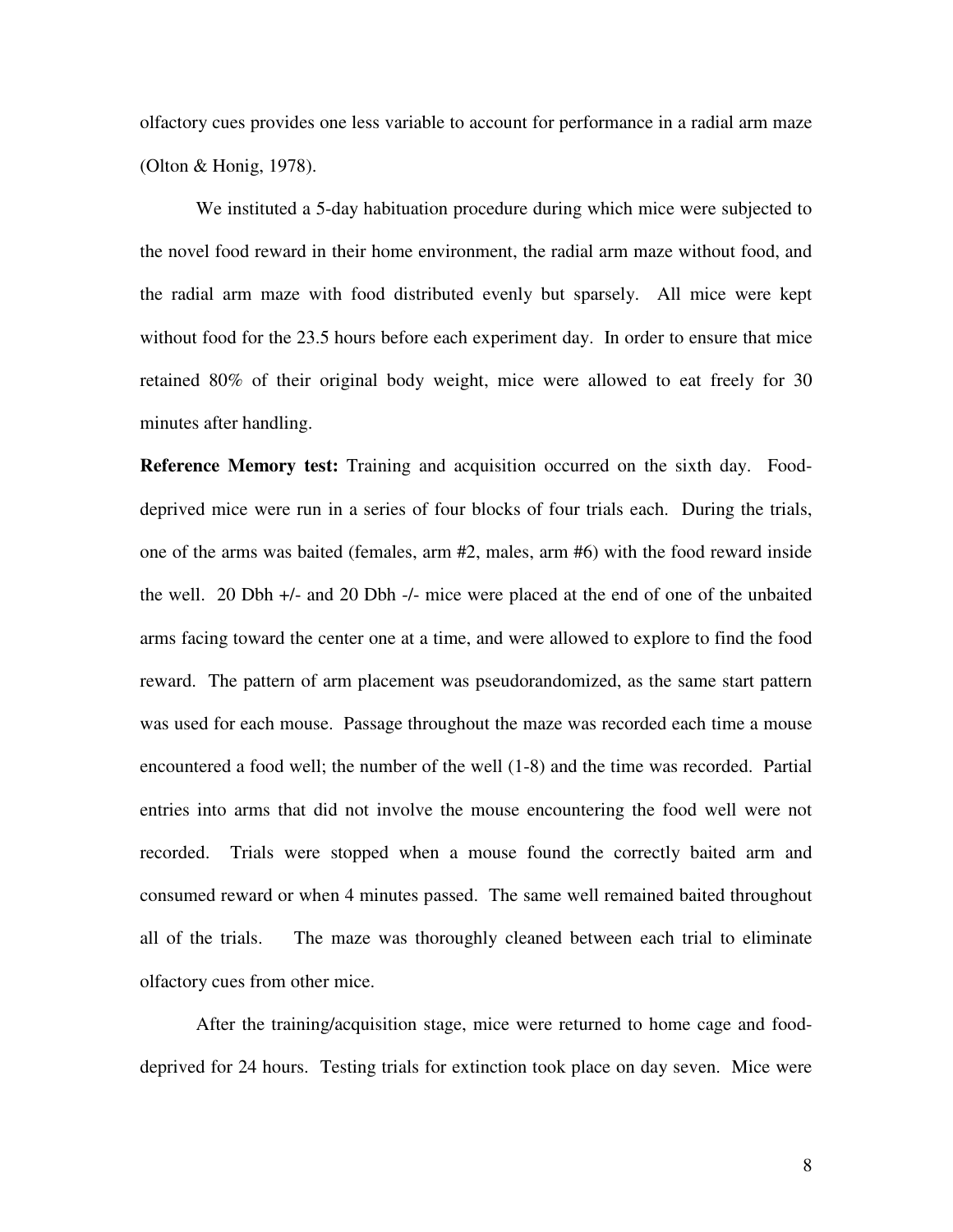olfactory cues provides one less variable to account for performance in a radial arm maze (Olton & Honig, 1978).

We instituted a 5-day habituation procedure during which mice were subjected to the novel food reward in their home environment, the radial arm maze without food, and the radial arm maze with food distributed evenly but sparsely. All mice were kept without food for the 23.5 hours before each experiment day. In order to ensure that mice retained 80% of their original body weight, mice were allowed to eat freely for 30 minutes after handling.

**Reference Memory test:** Training and acquisition occurred on the sixth day. Food-deprived mice were run in a series of four blocks of four trials each. During the trials, one of the arms was baited (females, arm #2, males, arm #6) with the food reward inside the well. 20 Dbh +/- and 20 Dbh -/- mice were placed at the end of one of the unbaited arms facing toward the center one at a time, and were allowed to explore to find the food reward. The pattern of arm placement was pseudorandomized, as the same start pattern was used for each mouse. Passage throughout the maze was recorded each time a mouse encountered a food well; the number of the well (1-8) and the time was recorded. Partial entries into arms that did not involve the mouse encountering the food well were not recorded. Trials were stopped when a mouse found the correctly baited arm and consumed reward or when 4 minutes passed. The same well remained baited throughout all of the trials. The maze was thoroughly cleaned between each trial to eliminate olfactory cues from other mice.

After the training/acquisition stage, mice were returned to home cage and food-deprived for 24 hours. Testing trials for extinction took place on day seven. Mice were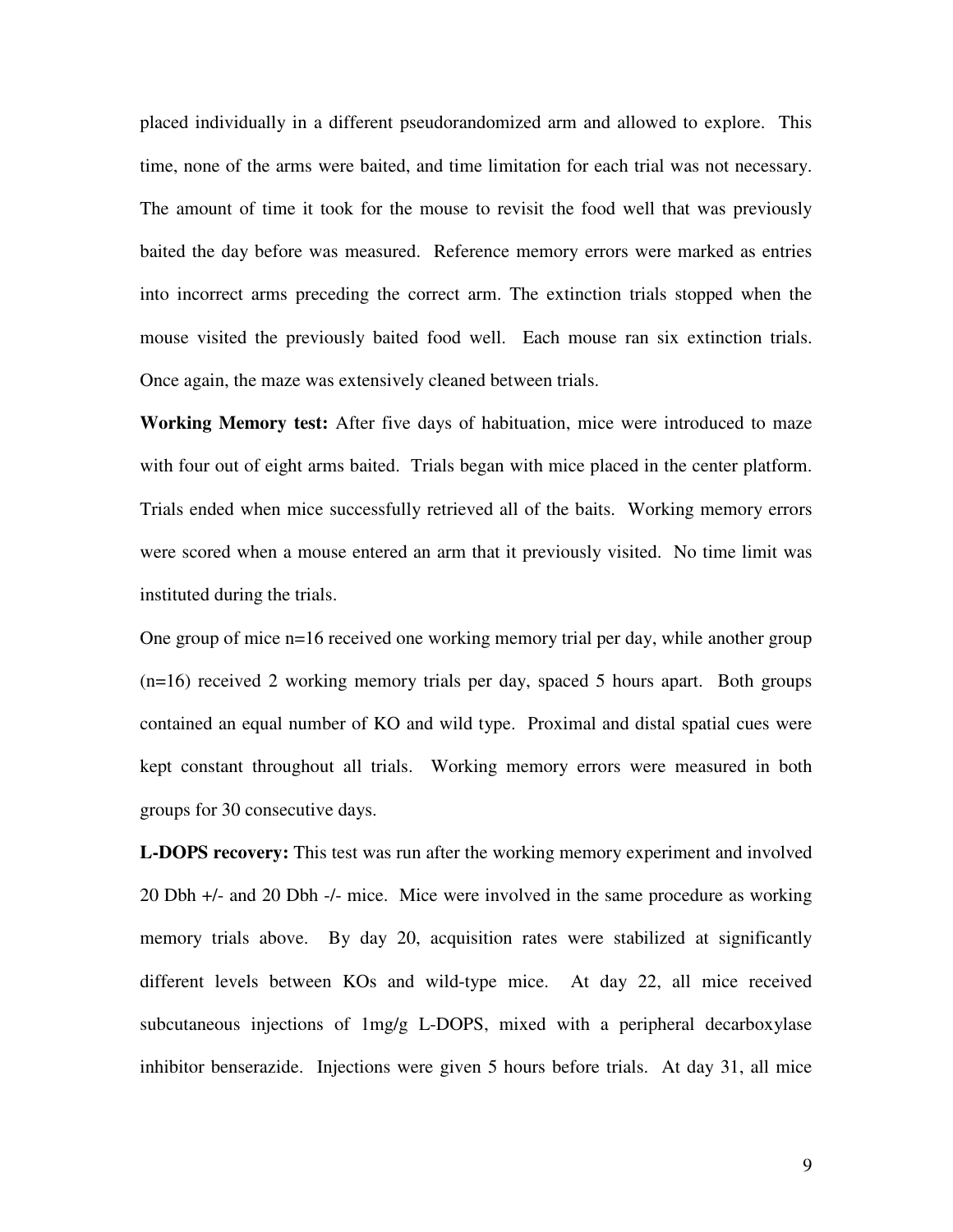placed individually in a different pseudorandomized arm and allowed to explore. This time, none of the arms were baited, and time limitation for each trial was not necessary. The amount of time it took for the mouse to revisit the food well that was previously baited the day before was measured. Reference memory errors were marked as entries into incorrect arms preceding the correct arm. The extinction trials stopped when the mouse visited the previously baited food well. Each mouse ran six extinction trials. Once again, the maze was extensively cleaned between trials.

**Working Memory test:** After five days of habituation, mice were introduced to maze with four out of eight arms baited. Trials began with mice placed in the center platform. Trials ended when mice successfully retrieved all of the baits. Working memory errors were scored when a mouse entered an arm that it previously visited. No time limit was instituted during the trials.

One group of mice n=16 received one working memory trial per day, while another group (n=16) received 2 working memory trials per day, spaced 5 hours apart. Both groups contained an equal number of KO and wild type. Proximal and distal spatial cues were kept constant throughout all trials. Working memory errors were measured in both groups for 30 consecutive days.

**L-DOPS recovery:** This test was run after the working memory experiment and involved 20 Dbh +/- and 20 Dbh -/- mice. Mice were involved in the same procedure as working memory trials above. By day 20, acquisition rates were stabilized at significantly different levels between KOs and wild-type mice. At day 22, all mice received subcutaneous injections of 1mg/g L-DOPS, mixed with a peripheral decarboxylase inhibitor benserazide. Injections were given 5 hours before trials. At day 31, all mice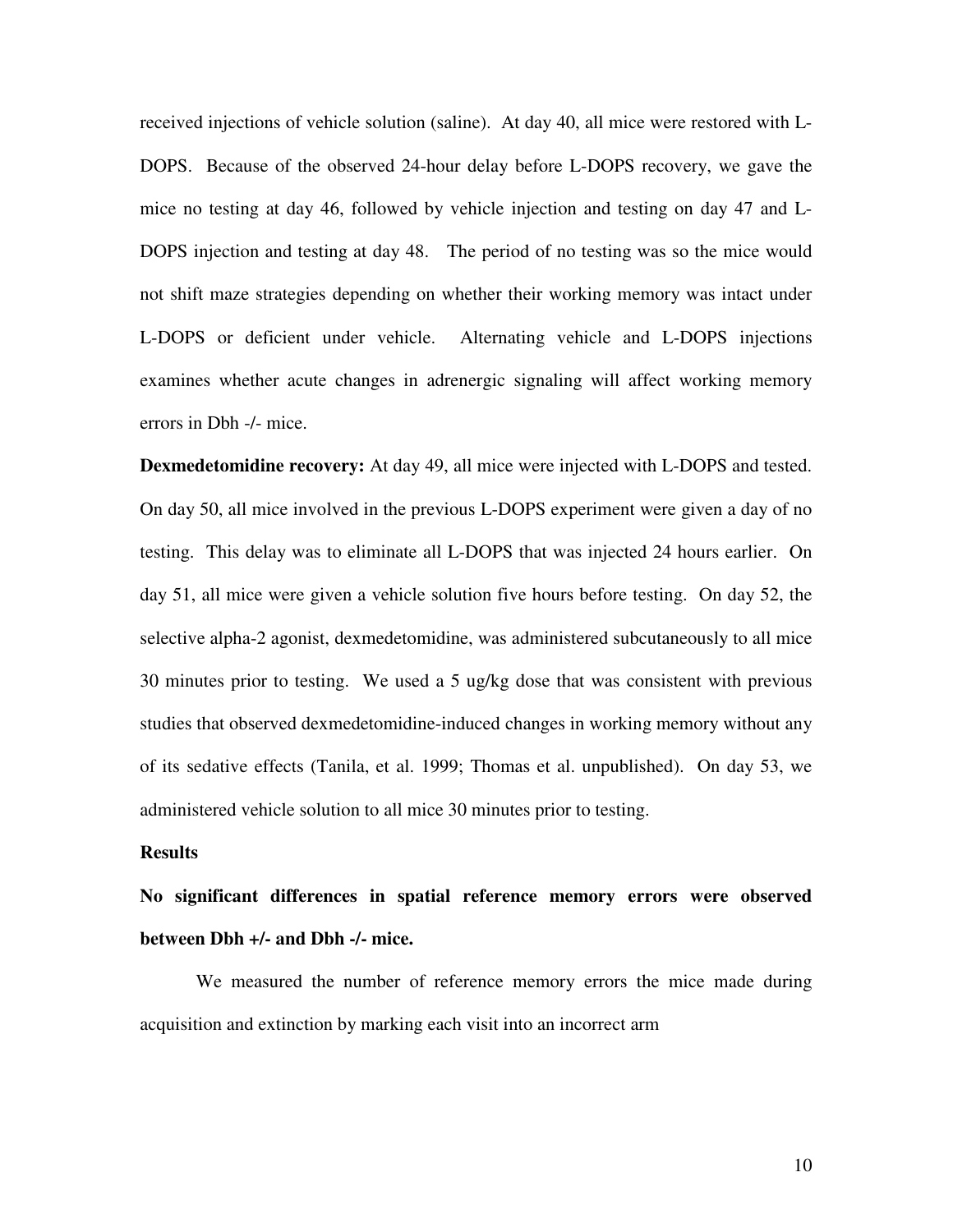received injections of vehicle solution (saline). At day 40, all mice were restored with L-DOPS. Because of the observed 24-hour delay before L-DOPS recovery, we gave the mice no testing at day 46, followed by vehicle injection and testing on day 47 and L-DOPS injection and testing at day 48. The period of no testing was so the mice would not shift maze strategies depending on whether their working memory was intact under L-DOPS or deficient under vehicle. Alternating vehicle and L-DOPS injections examines whether acute changes in adrenergic signaling will affect working memory errors in Dbh -/- mice.

**Dexmedetomidine recovery:** At day 49, all mice were injected with L-DOPS and tested. On day 50, all mice involved in the previous L-DOPS experiment were given a day of no testing. This delay was to eliminate all L-DOPS that was injected 24 hours earlier. On day 51, all mice were given a vehicle solution five hours before testing. On day 52, the selective alpha-2 agonist, dexmedetomidine, was administered subcutaneously to all mice 30 minutes prior to testing. We used a 5 ug/kg dose that was consistent with previous studies that observed dexmedetomidine-induced changes in working memory without any of its sedative effects (Tanila, et al. 1999; Thomas et al. unpublished). On day 53, we administered vehicle solution to all mice 30 minutes prior to testing.

## Results

### No significant differences in spatial reference memory errors were observed between Dbh +/- and Dbh -/- mice.

We measured the number of reference memory errors the mice made during acquisition and extinction by marking each visit into an incorrect arm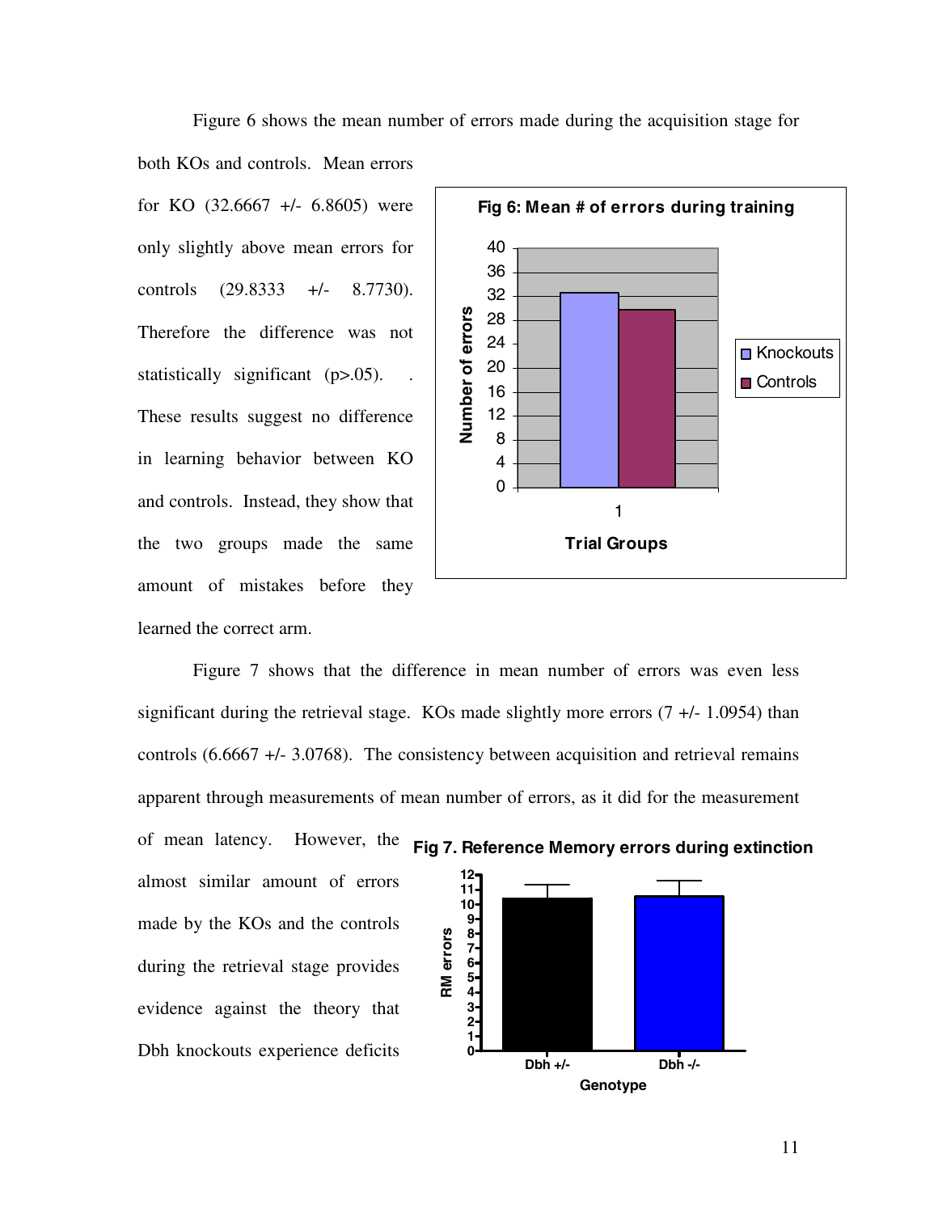Figure 6 shows the mean number of errors made during the acquisition stage for both KOs and controls. Mean errors for KO (32.6667 +/- 6.8605) were only slightly above mean errors for controls (29.8333 +/- 8.7730). Therefore the difference was not statistically significant ($p>.05$). . These results suggest no difference in learning behavior between KO and controls. Instead, they show that the two groups made the same amount of mistakes before they learned the correct arm.

**Fig 6: Mean # of errors during training**

Figure 7 shows that the difference in mean number of errors was even less significant during the retrieval stage. KOs made slightly more errors (7 +/- 1.0954) than controls (6.6667 +/- 3.0768). The consistency between acquisition and retrieval remains apparent through measurements of mean number of errors, as it did for the measurement of mean latency. However, the almost similar amount of errors made by the KOs and the controls during the retrieval stage provides evidence against the theory that Dbh knockouts experience deficits

**Fig 7. Reference Memory errors during extinction**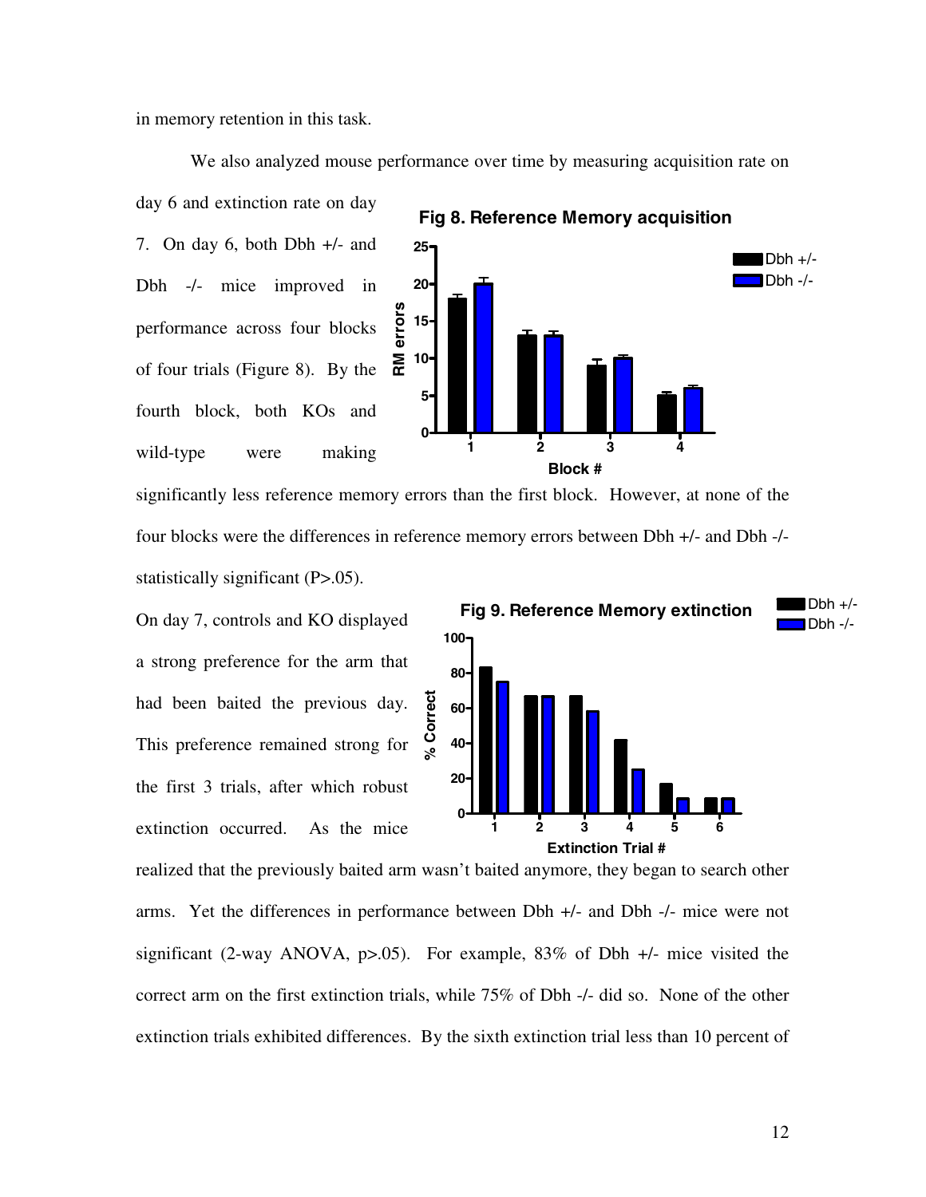in memory retention in this task.

We also analyzed mouse performance over time by measuring acquisition rate on day 6 and extinction rate on day 7. On day 6, both Dbh +/- and Dbh -/- mice improved in performance across four blocks of four trials (Figure 8). By the fourth block, both KOs and wild-type were making significantly less reference memory errors than the first block. However, at none of the four blocks were the differences in reference memory errors between Dbh +/- and Dbh -/- statistically significant (P>.05).

**Fig 8. Reference Memory acquisition**

**Fig 9. Reference Memory extinction**

On day 7, controls and KO displayed a strong preference for the arm that had been baited the previous day. This preference remained strong for the first 3 trials, after which robust extinction occurred. As the mice realized that the previously baited arm wasn't baited anymore, they began to search other arms. Yet the differences in performance between Dbh +/- and Dbh -/- mice were not significant (2-way ANOVA, $p>.05$). For example, 83% of Dbh +/- mice visited the correct arm on the first extinction trials, while 75% of Dbh -/- did so. None of the other extinction trials exhibited differences. By the sixth extinction trial less than 10 percent of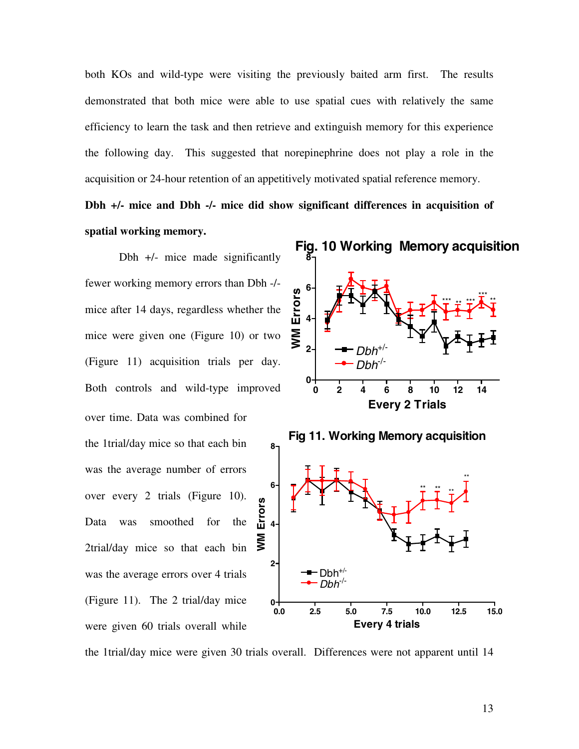both KOs and wild-type were visiting the previously baited arm first. The results demonstrated that both mice were able to use spatial cues with relatively the same efficiency to learn the task and then retrieve and extinguish memory for this experience the following day. This suggested that norepinephrine does not play a role in the acquisition or 24-hour retention of an appetitively motivated spatial reference memory.

**Dbh +/- mice and Dbh -/- mice did show significant differences in acquisition of spatial working memory.**

Dbh +/- mice made significantly fewer working memory errors than Dbh -/- mice after 14 days, regardless whether the mice were given one (Figure 10) or two (Figure 11) acquisition trials per day. Both controls and wild-type improved over time. Data was combined for the 1trial/day mice so that each bin was the average number of errors over every 2 trials (Figure 10). Data was smoothed for the 2trial/day mice so that each bin was the average errors over 4 trials (Figure 11). The 2 trial/day mice were given 60 trials overall while the 1trial/day mice were given 30 trials overall. Differences were not apparent until 14

**Fig. 10 Working Memory acquisition**

**Fig 11. Working Memory acquisition**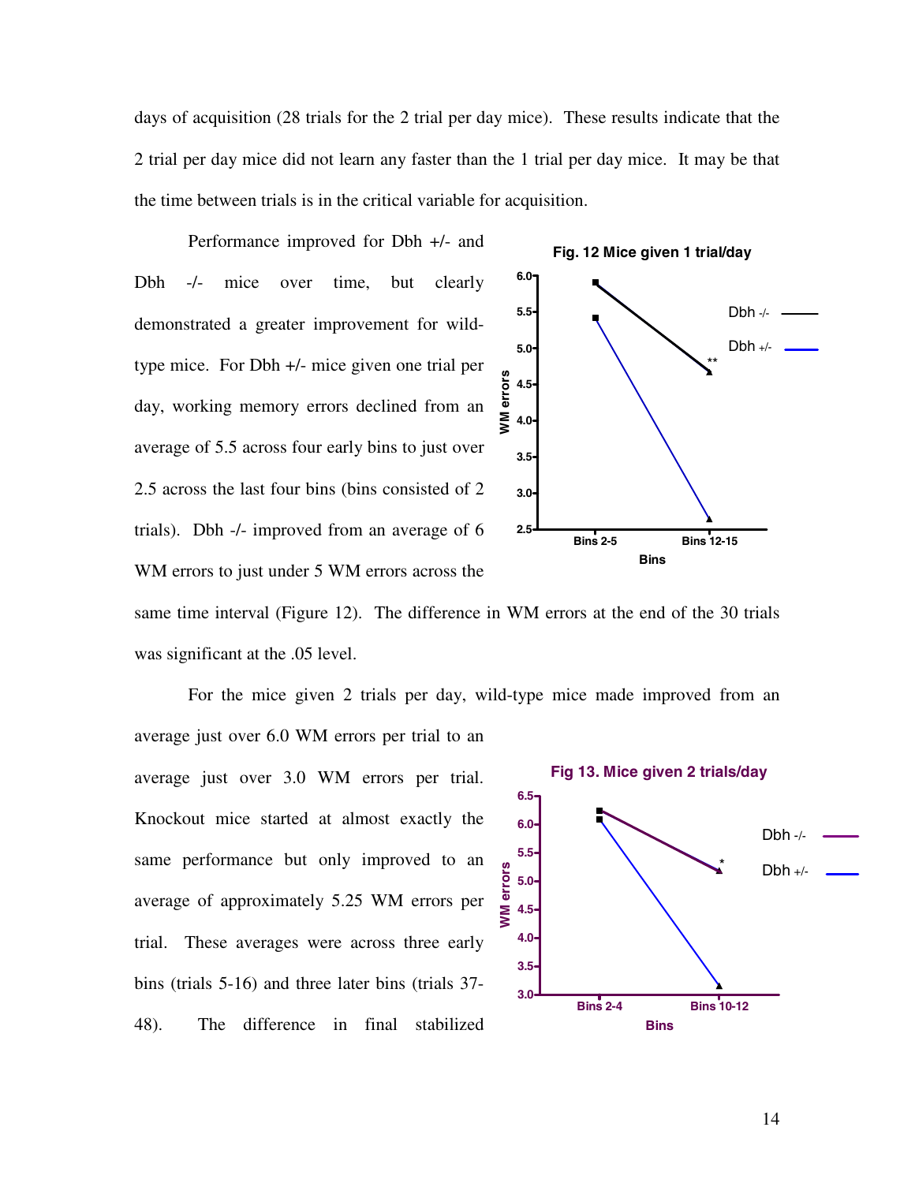days of acquisition (28 trials for the 2 trial per day mice). These results indicate that the 2 trial per day mice did not learn any faster than the 1 trial per day mice. It may be that the time between trials is in the critical variable for acquisition.

Performance improved for Dbh +/- and Dbh -/- mice over time, but clearly demonstrated a greater improvement for wild-type mice. For Dbh +/- mice given one trial per day, working memory errors declined from an average of 5.5 across four early bins to just over 2.5 across the last four bins (bins consisted of 2 trials). Dbh -/- improved from an average of 6 WM errors to just under 5 WM errors across the same time interval (Figure 12). The difference in WM errors at the end of the 30 trials was significant at the .05 level.

**Fig. 12 Mice given 1 trial/day**

For the mice given 2 trials per day, wild-type mice made improved from an average just over 6.0 WM errors per trial to an average just over 3.0 WM errors per trial. Knockout mice started at almost exactly the same performance but only improved to an average of approximately 5.25 WM errors per trial. These averages were across three early bins (trials 5-16) and three later bins (trials 37-48). The difference in final stabilized

**Fig 13. Mice given 2 trials/day**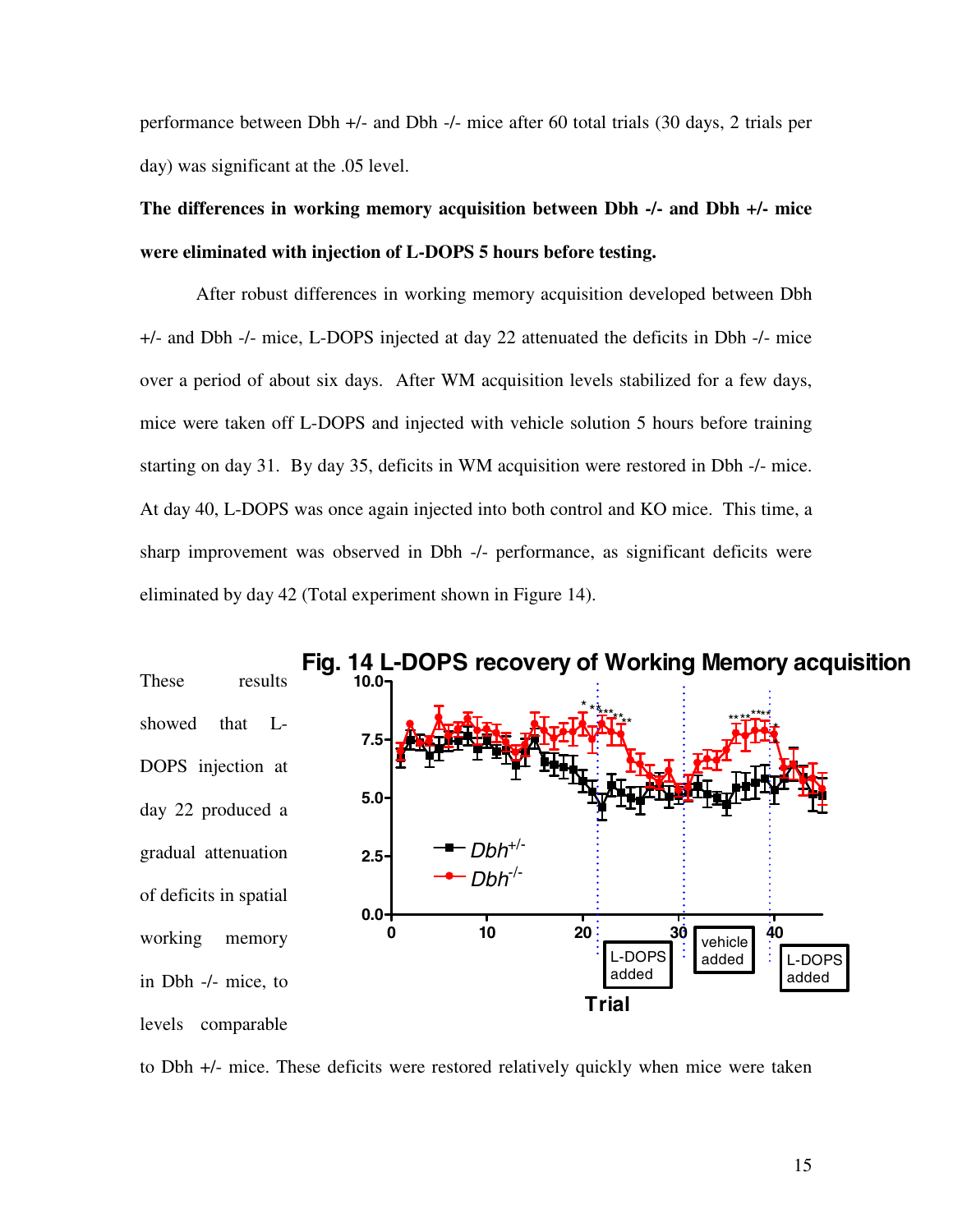performance between Dbh +/- and Dbh -/- mice after 60 total trials (30 days, 2 trials per day) was significant at the .05 level.

**The differences in working memory acquisition between Dbh -/- and Dbh +/- mice were eliminated with injection of L-DOPS 5 hours before testing.**

After robust differences in working memory acquisition developed between Dbh +/- and Dbh -/- mice, L-DOPS injected at day 22 attenuated the deficits in Dbh -/- mice over a period of about six days. After WM acquisition levels stabilized for a few days, mice were taken off L-DOPS and injected with vehicle solution 5 hours before training starting on day 31. By day 35, deficits in WM acquisition were restored in Dbh -/- mice. At day 40, L-DOPS was once again injected into both control and KO mice. This time, a sharp improvement was observed in Dbh -/- performance, as significant deficits were eliminated by day 42 (Total experiment shown in Figure 14).

**Fig. 14 L-DOPS recovery of Working Memory acquisition**

These results showed that L-DOPS injection at day 22 produced a gradual attenuation of deficits in spatial working memory in Dbh -/- mice, to levels comparable to Dbh +/- mice. These deficits were restored relatively quickly when mice were taken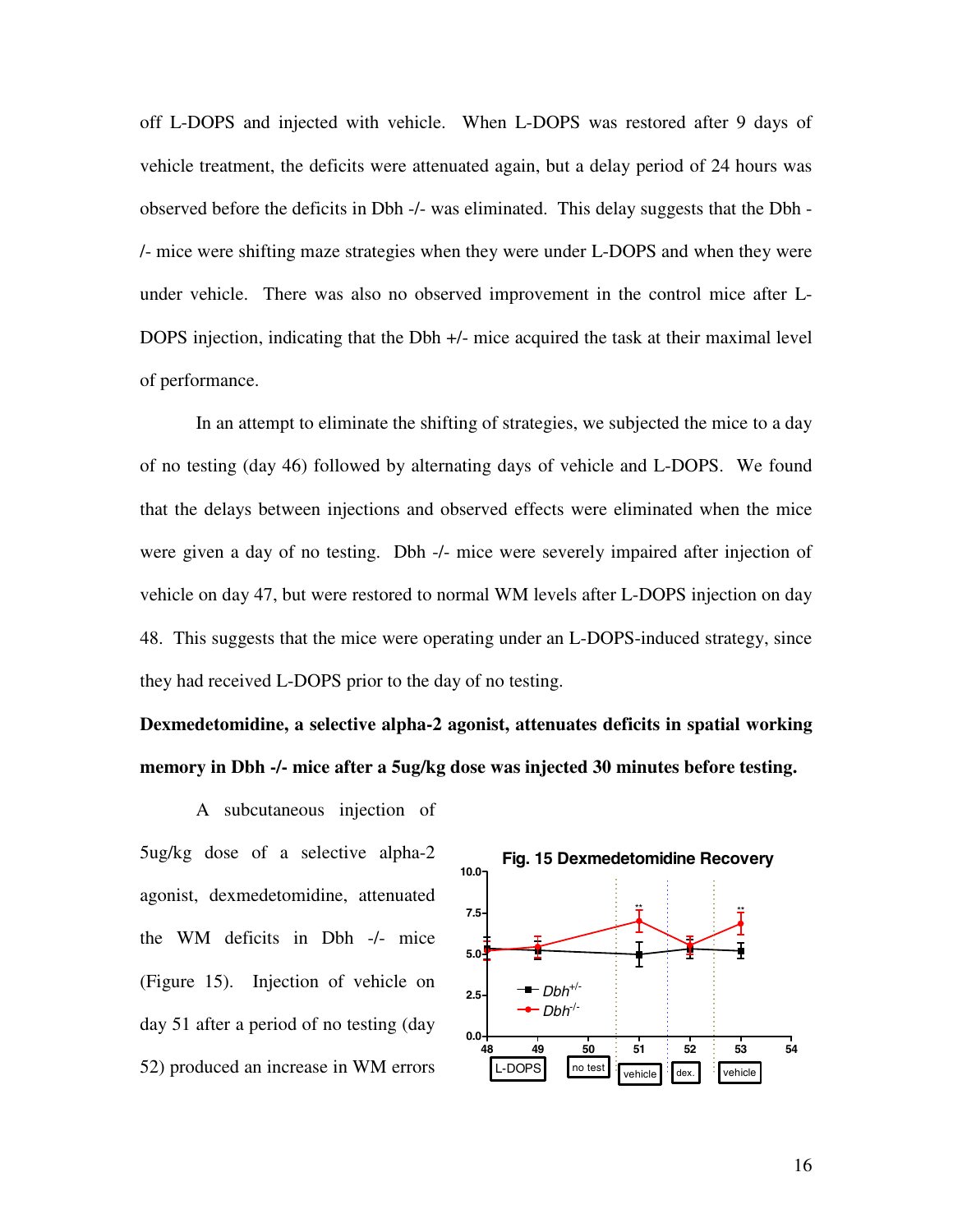off L-DOPS and injected with vehicle. When L-DOPS was restored after 9 days of vehicle treatment, the deficits were attenuated again, but a delay period of 24 hours was observed before the deficits in Dbh -/- was eliminated. This delay suggests that the Dbh -/- mice were shifting maze strategies when they were under L-DOPS and when they were under vehicle. There was also no observed improvement in the control mice after L-DOPS injection, indicating that the Dbh +/- mice acquired the task at their maximal level of performance.

In an attempt to eliminate the shifting of strategies, we subjected the mice to a day of no testing (day 46) followed by alternating days of vehicle and L-DOPS. We found that the delays between injections and observed effects were eliminated when the mice were given a day of no testing. Dbh -/- mice were severely impaired after injection of vehicle on day 47, but were restored to normal WM levels after L-DOPS injection on day 48. This suggests that the mice were operating under an L-DOPS-induced strategy, since they had received L-DOPS prior to the day of no testing.

**Dexmedetomidine, a selective alpha-2 agonist, attenuates deficits in spatial working memory in Dbh -/- mice after a 5ug/kg dose was injected 30 minutes before testing.**

A subcutaneous injection of 5ug/kg dose of a selective alpha-2 agonist, dexmedetomidine, attenuated the WM deficits in Dbh -/- mice (Figure 15). Injection of vehicle on day 51 after a period of no testing (day 52) produced an increase in WM errors

Fig. 15 Dexmedetomidine Recovery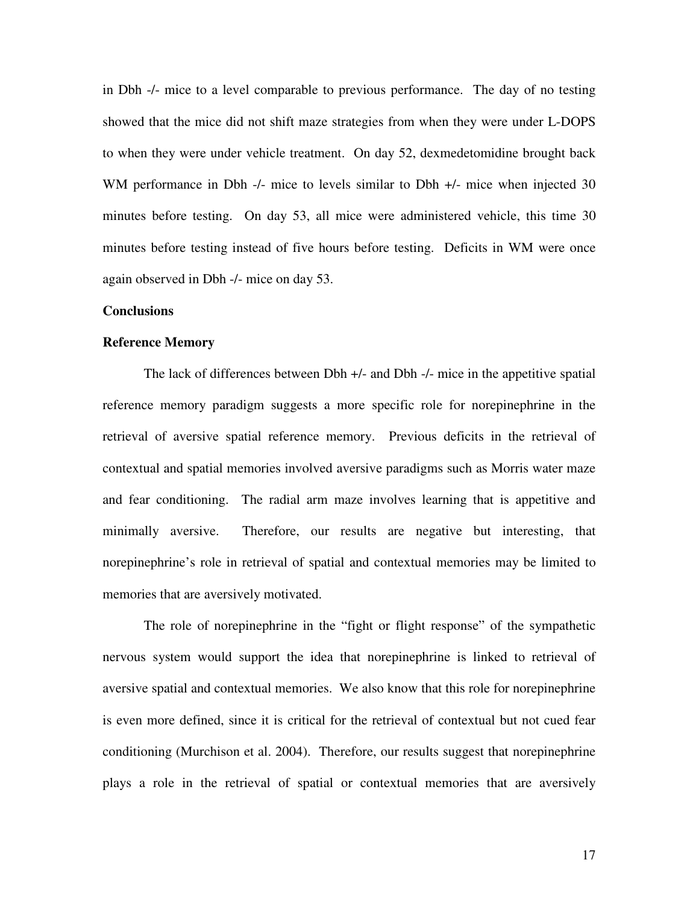in Dbh -/- mice to a level comparable to previous performance. The day of no testing showed that the mice did not shift maze strategies from when they were under L-DOPS to when they were under vehicle treatment. On day 52, dexmedetomidine brought back WM performance in Dbh -/- mice to levels similar to Dbh +/- mice when injected 30 minutes before testing. On day 53, all mice were administered vehicle, this time 30 minutes before testing instead of five hours before testing. Deficits in WM were once again observed in Dbh -/- mice on day 53.

## Conclusions

### Reference Memory

The lack of differences between Dbh +/- and Dbh -/- mice in the appetitive spatial reference memory paradigm suggests a more specific role for norepinephrine in the retrieval of aversive spatial reference memory. Previous deficits in the retrieval of contextual and spatial memories involved aversive paradigms such as Morris water maze and fear conditioning. The radial arm maze involves learning that is appetitive and minimally aversive. Therefore, our results are negative but interesting, that norepinephrine's role in retrieval of spatial and contextual memories may be limited to memories that are aversively motivated.

The role of norepinephrine in the "fight or flight response" of the sympathetic nervous system would support the idea that norepinephrine is linked to retrieval of aversive spatial and contextual memories. We also know that this role for norepinephrine is even more defined, since it is critical for the retrieval of contextual but not cued fear conditioning (Murchison et al. 2004). Therefore, our results suggest that norepinephrine plays a role in the retrieval of spatial or contextual memories that are aversively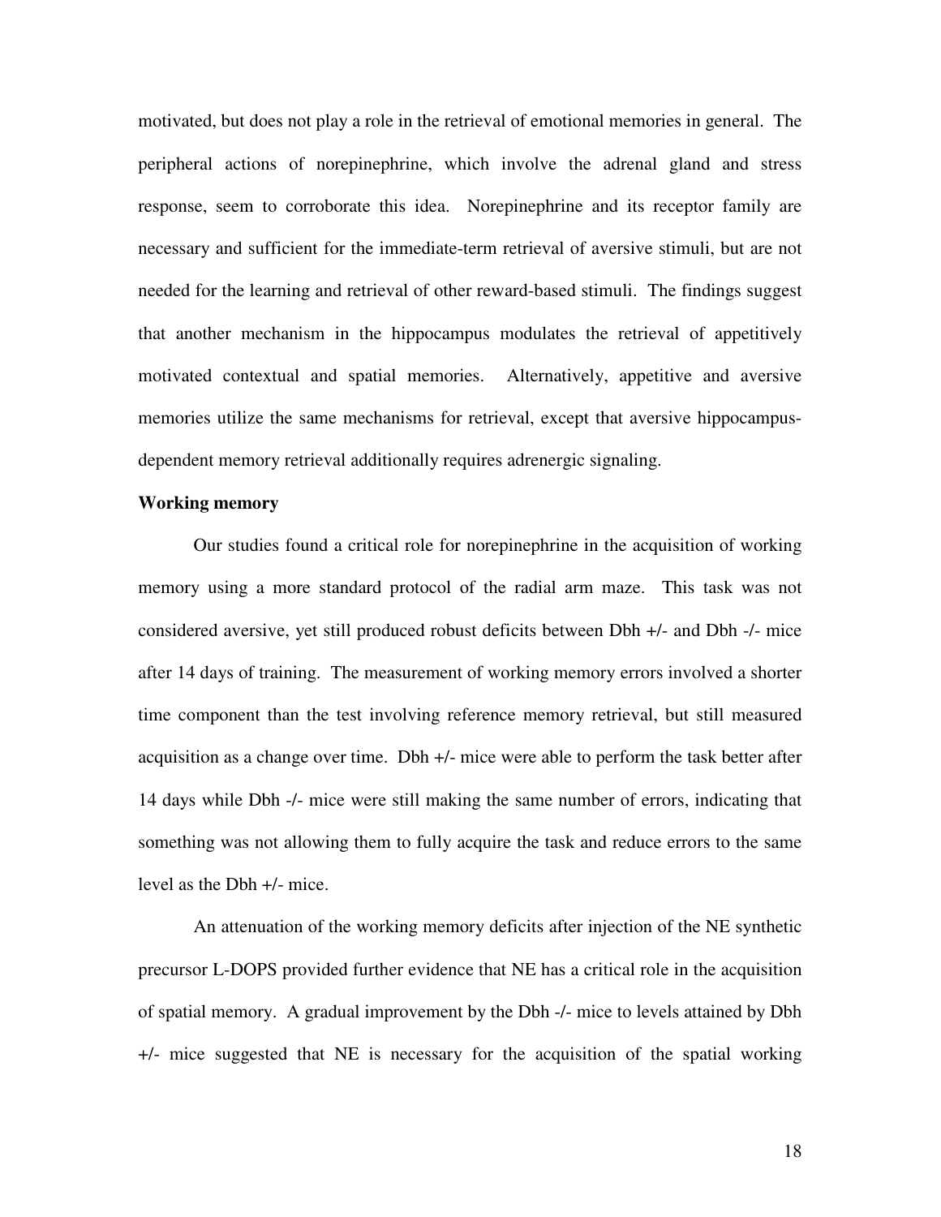motivated, but does not play a role in the retrieval of emotional memories in general. The peripheral actions of norepinephrine, which involve the adrenal gland and stress response, seem to corroborate this idea. Norepinephrine and its receptor family are necessary and sufficient for the immediate-term retrieval of aversive stimuli, but are not needed for the learning and retrieval of other reward-based stimuli. The findings suggest that another mechanism in the hippocampus modulates the retrieval of appetitively motivated contextual and spatial memories. Alternatively, appetitive and aversive memories utilize the same mechanisms for retrieval, except that aversive hippocampus-dependent memory retrieval additionally requires adrenergic signaling.

**Working memory**

Our studies found a critical role for norepinephrine in the acquisition of working memory using a more standard protocol of the radial arm maze. This task was not considered aversive, yet still produced robust deficits between Dbh +/- and Dbh -/- mice after 14 days of training. The measurement of working memory errors involved a shorter time component than the test involving reference memory retrieval, but still measured acquisition as a change over time. Dbh +/- mice were able to perform the task better after 14 days while Dbh -/- mice were still making the same number of errors, indicating that something was not allowing them to fully acquire the task and reduce errors to the same level as the Dbh +/- mice.

An attenuation of the working memory deficits after injection of the NE synthetic precursor L-DOPS provided further evidence that NE has a critical role in the acquisition of spatial memory. A gradual improvement by the Dbh -/- mice to levels attained by Dbh +/- mice suggested that NE is necessary for the acquisition of the spatial working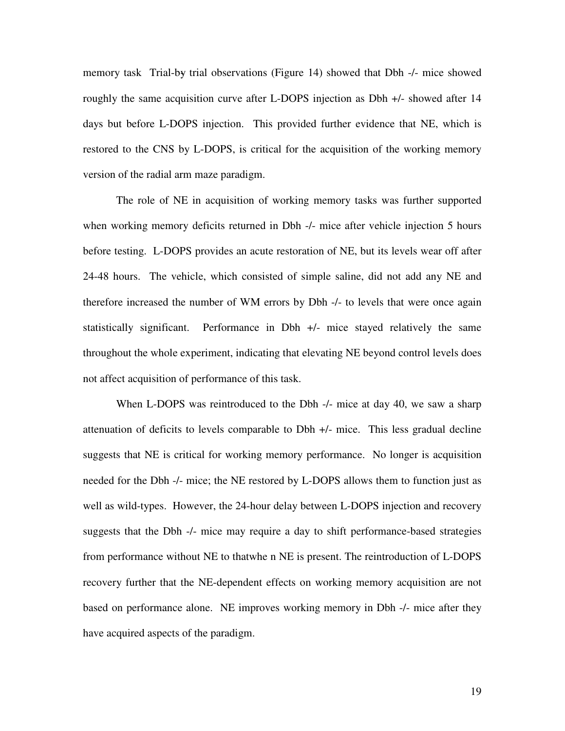memory task Trial-by trial observations (Figure 14) showed that Dbh -/- mice showed roughly the same acquisition curve after L-DOPS injection as Dbh +/- showed after 14 days but before L-DOPS injection. This provided further evidence that NE, which is restored to the CNS by L-DOPS, is critical for the acquisition of the working memory version of the radial arm maze paradigm.

The role of NE in acquisition of working memory tasks was further supported when working memory deficits returned in Dbh -/- mice after vehicle injection 5 hours before testing. L-DOPS provides an acute restoration of NE, but its levels wear off after 24-48 hours. The vehicle, which consisted of simple saline, did not add any NE and therefore increased the number of WM errors by Dbh -/- to levels that were once again statistically significant. Performance in Dbh +/- mice stayed relatively the same throughout the whole experiment, indicating that elevating NE beyond control levels does not affect acquisition of performance of this task.

When L-DOPS was reintroduced to the Dbh -/- mice at day 40, we saw a sharp attenuation of deficits to levels comparable to Dbh +/- mice. This less gradual decline suggests that NE is critical for working memory performance. No longer is acquisition needed for the Dbh -/- mice; the NE restored by L-DOPS allows them to function just as well as wild-types. However, the 24-hour delay between L-DOPS injection and recovery suggests that the Dbh -/- mice may require a day to shift performance-based strategies from performance without NE to thatwhe n NE is present. The reintroduction of L-DOPS recovery further that the NE-dependent effects on working memory acquisition are not based on performance alone. NE improves working memory in Dbh -/- mice after they have acquired aspects of the paradigm.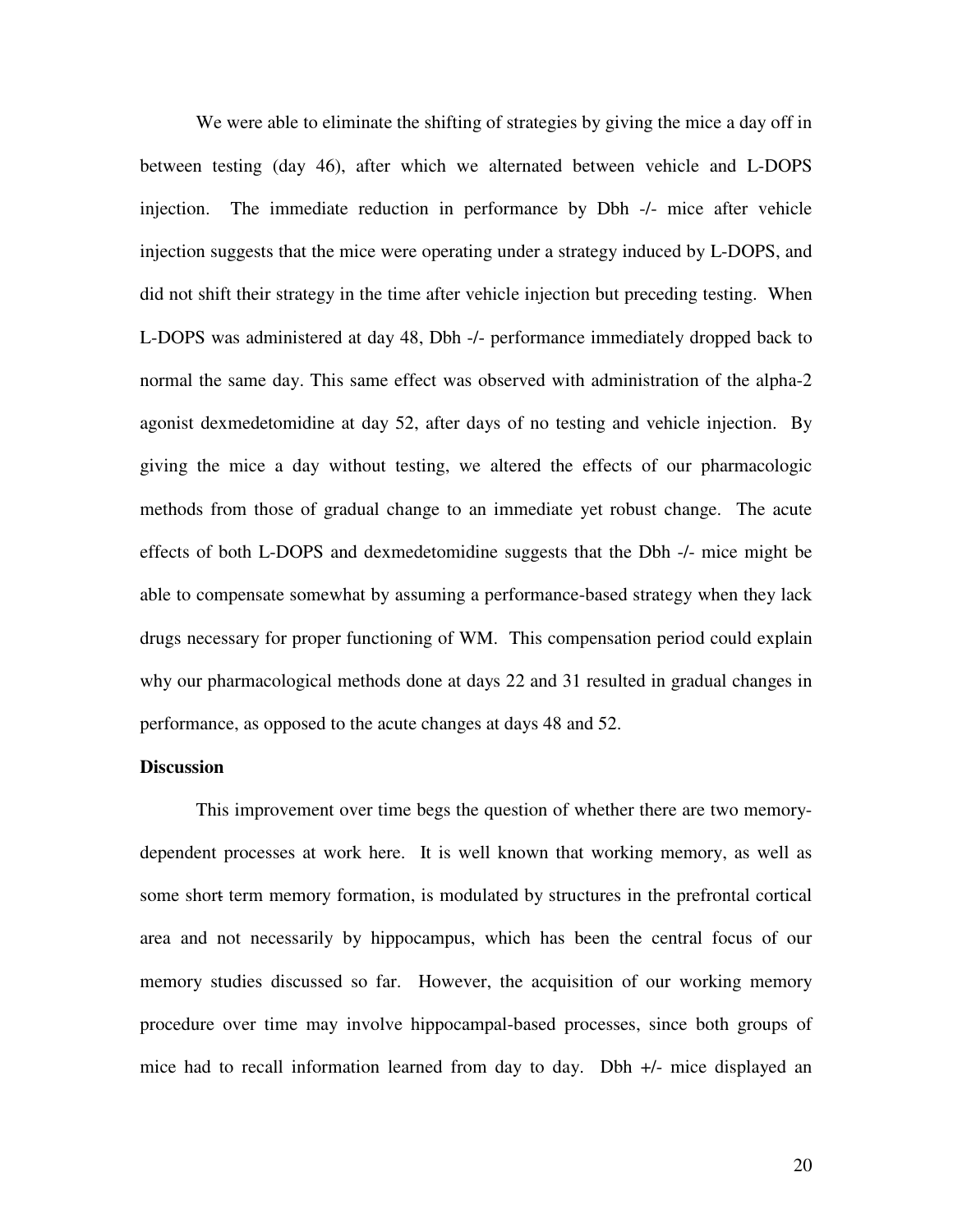We were able to eliminate the shifting of strategies by giving the mice a day off in between testing (day 46), after which we alternated between vehicle and L-DOPS injection. The immediate reduction in performance by Dbh -/- mice after vehicle injection suggests that the mice were operating under a strategy induced by L-DOPS, and did not shift their strategy in the time after vehicle injection but preceding testing. When L-DOPS was administered at day 48, Dbh -/- performance immediately dropped back to normal the same day. This same effect was observed with administration of the alpha-2 agonist dexmedetomidine at day 52, after days of no testing and vehicle injection. By giving the mice a day without testing, we altered the effects of our pharmacologic methods from those of gradual change to an immediate yet robust change. The acute effects of both L-DOPS and dexmedetomidine suggests that the Dbh -/- mice might be able to compensate somewhat by assuming a performance-based strategy when they lack drugs necessary for proper functioning of WM. This compensation period could explain why our pharmacological methods done at days 22 and 31 resulted in gradual changes in performance, as opposed to the acute changes at days 48 and 52.

**Discussion**

This improvement over time begs the question of whether there are two memory-dependent processes at work here. It is well known that working memory, as well as some short term memory formation, is modulated by structures in the prefrontal cortical area and not necessarily by hippocampus, which has been the central focus of our memory studies discussed so far. However, the acquisition of our working memory procedure over time may involve hippocampal-based processes, since both groups of mice had to recall information learned from day to day. Dbh +/- mice displayed an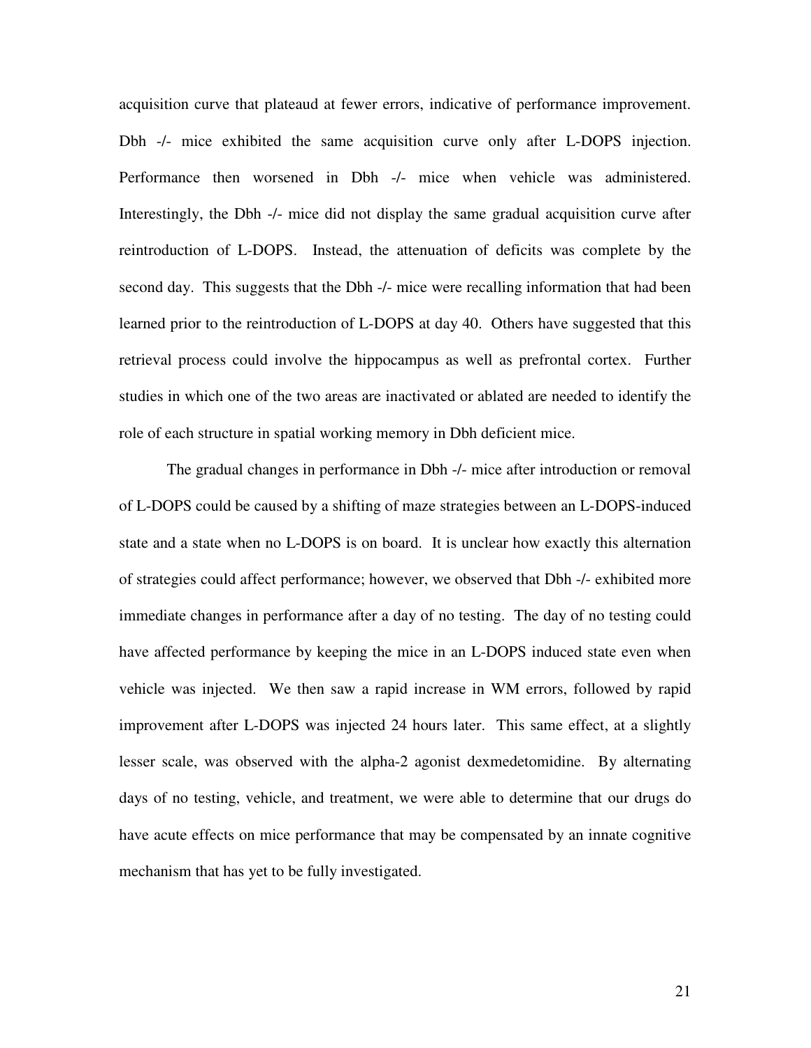acquisition curve that plateaud at fewer errors, indicative of performance improvement. Dbh -/- mice exhibited the same acquisition curve only after L-DOPS injection. Performance then worsened in Dbh -/- mice when vehicle was administered. Interestingly, the Dbh -/- mice did not display the same gradual acquisition curve after reintroduction of L-DOPS. Instead, the attenuation of deficits was complete by the second day. This suggests that the Dbh -/- mice were recalling information that had been learned prior to the reintroduction of L-DOPS at day 40. Others have suggested that this retrieval process could involve the hippocampus as well as prefrontal cortex. Further studies in which one of the two areas are inactivated or ablated are needed to identify the role of each structure in spatial working memory in Dbh deficient mice.

The gradual changes in performance in Dbh -/- mice after introduction or removal of L-DOPS could be caused by a shifting of maze strategies between an L-DOPS-induced state and a state when no L-DOPS is on board. It is unclear how exactly this alternation of strategies could affect performance; however, we observed that Dbh -/- exhibited more immediate changes in performance after a day of no testing. The day of no testing could have affected performance by keeping the mice in an L-DOPS induced state even when vehicle was injected. We then saw a rapid increase in WM errors, followed by rapid improvement after L-DOPS was injected 24 hours later. This same effect, at a slightly lesser scale, was observed with the alpha-2 agonist dexmedetomidine. By alternating days of no testing, vehicle, and treatment, we were able to determine that our drugs do have acute effects on mice performance that may be compensated by an innate cognitive mechanism that has yet to be fully investigated.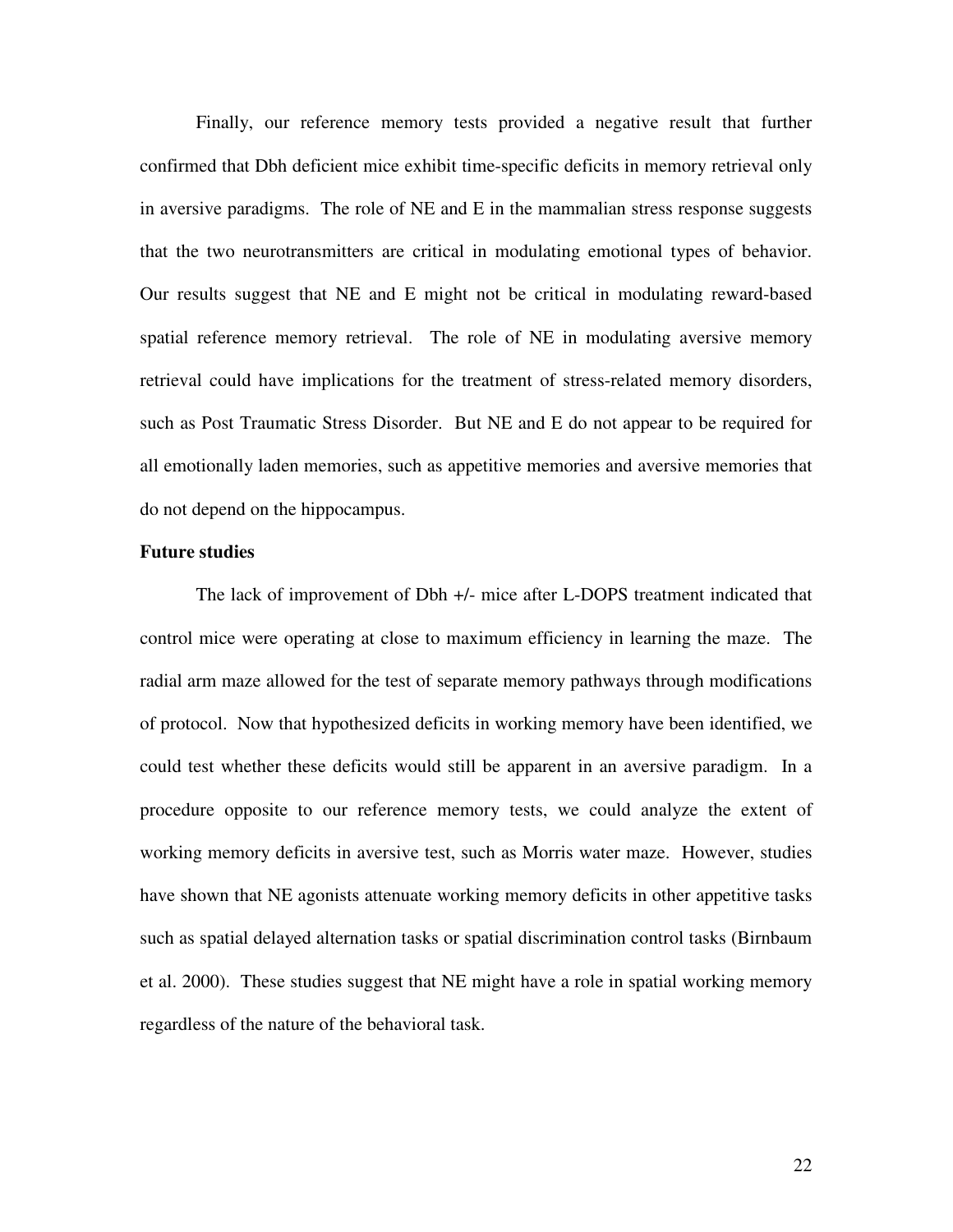Finally, our reference memory tests provided a negative result that further confirmed that Dbh deficient mice exhibit time-specific deficits in memory retrieval only in aversive paradigms. The role of NE and E in the mammalian stress response suggests that the two neurotransmitters are critical in modulating emotional types of behavior. Our results suggest that NE and E might not be critical in modulating reward-based spatial reference memory retrieval. The role of NE in modulating aversive memory retrieval could have implications for the treatment of stress-related memory disorders, such as Post Traumatic Stress Disorder. But NE and E do not appear to be required for all emotionally laden memories, such as appetitive memories and aversive memories that do not depend on the hippocampus.

**Future studies**

The lack of improvement of Dbh +/- mice after L-DOPS treatment indicated that control mice were operating at close to maximum efficiency in learning the maze. The radial arm maze allowed for the test of separate memory pathways through modifications of protocol. Now that hypothesized deficits in working memory have been identified, we could test whether these deficits would still be apparent in an aversive paradigm. In a procedure opposite to our reference memory tests, we could analyze the extent of working memory deficits in aversive test, such as Morris water maze. However, studies have shown that NE agonists attenuate working memory deficits in other appetitive tasks such as spatial delayed alternation tasks or spatial discrimination control tasks (Birnbaum et al. 2000). These studies suggest that NE might have a role in spatial working memory regardless of the nature of the behavioral task.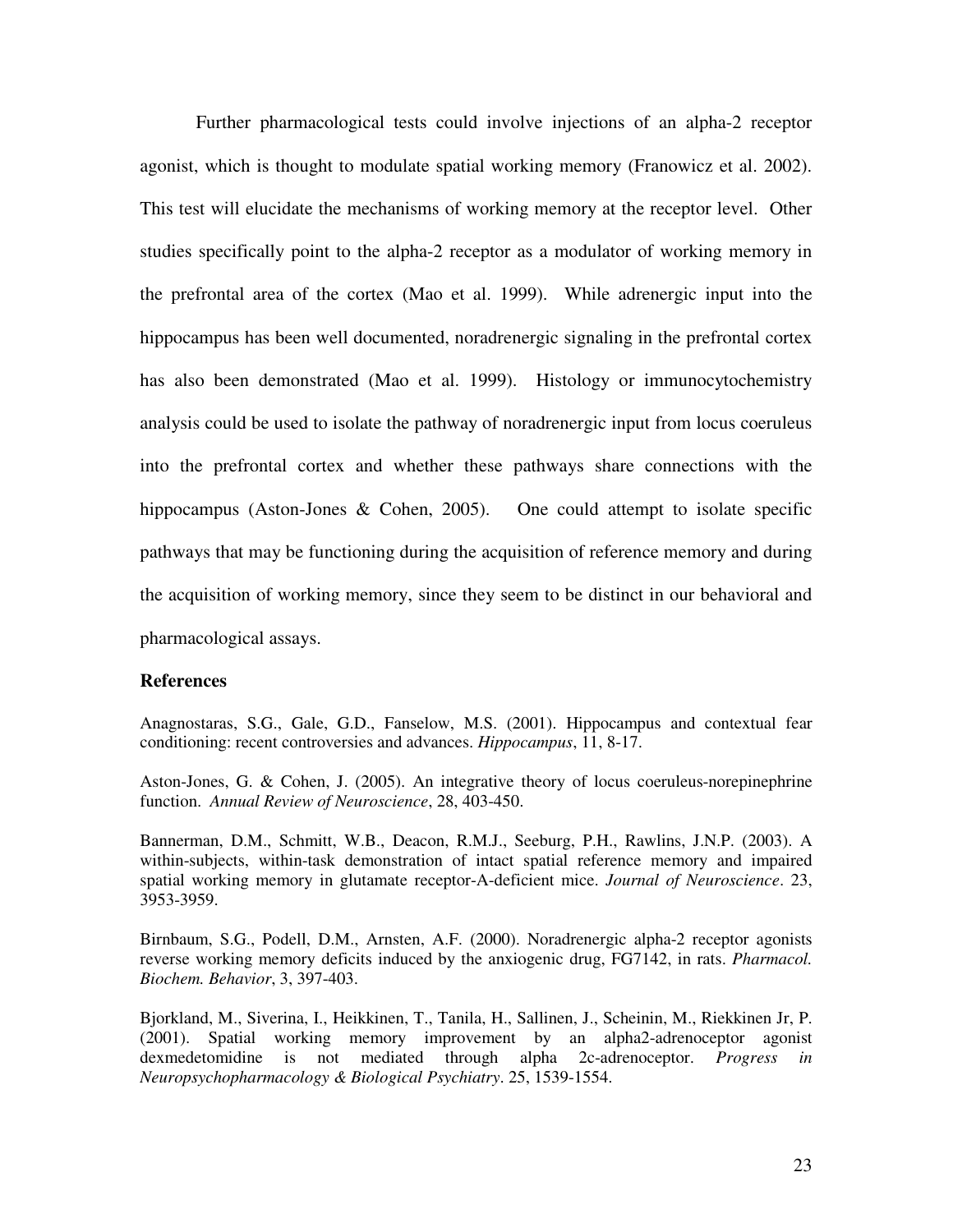Further pharmacological tests could involve injections of an alpha-2 receptor agonist, which is thought to modulate spatial working memory (Franowicz et al. 2002). This test will elucidate the mechanisms of working memory at the receptor level. Other studies specifically point to the alpha-2 receptor as a modulator of working memory in the prefrontal area of the cortex (Mao et al. 1999). While adrenergic input into the hippocampus has been well documented, noradrenergic signaling in the prefrontal cortex has also been demonstrated (Mao et al. 1999). Histology or immunocytochemistry analysis could be used to isolate the pathway of noradrenergic input from locus coeruleus into the prefrontal cortex and whether these pathways share connections with the hippocampus (Aston-Jones & Cohen, 2005). One could attempt to isolate specific pathways that may be functioning during the acquisition of reference memory and during the acquisition of working memory, since they seem to be distinct in our behavioral and pharmacological assays.

### References

Anagnostaras, S.G., Gale, G.D., Fanselow, M.S. (2001). Hippocampus and contextual fear conditioning: recent controversies and advances. *Hippocampus*, 11, 8-17.

Aston-Jones, G. & Cohen, J. (2005). An integrative theory of locus coeruleus-norepinephrine function. *Annual Review of Neuroscience*, 28, 403-450.

Bannerman, D.M., Schmitt, W.B., Deacon, R.M.J., Seeburg, P.H., Rawlins, J.N.P. (2003). A within-subjects, within-task demonstration of intact spatial reference memory and impaired spatial working memory in glutamate receptor-A-deficient mice. *Journal of Neuroscience*. 23, 3953-3959.

Birnbaum, S.G., Podell, D.M., Arnsten, A.F. (2000). Noradrenergic alpha-2 receptor agonists reverse working memory deficits induced by the anxiogenic drug, FG7142, in rats. *Pharmacol. Biochem. Behavior*, 3, 397-403.

Bjorkland, M., Siverina, I., Heikkinen, T., Tanila, H., Sallinen, J., Scheinin, M., Riekkinen Jr, P. (2001). Spatial working memory improvement by an alpha2-adrenoceptor agonist dexmedetomidine is not mediated through alpha 2c-adrenoceptor. *Progress in Neuropsychopharmacology & Biological Psychiatry*. 25, 1539-1554.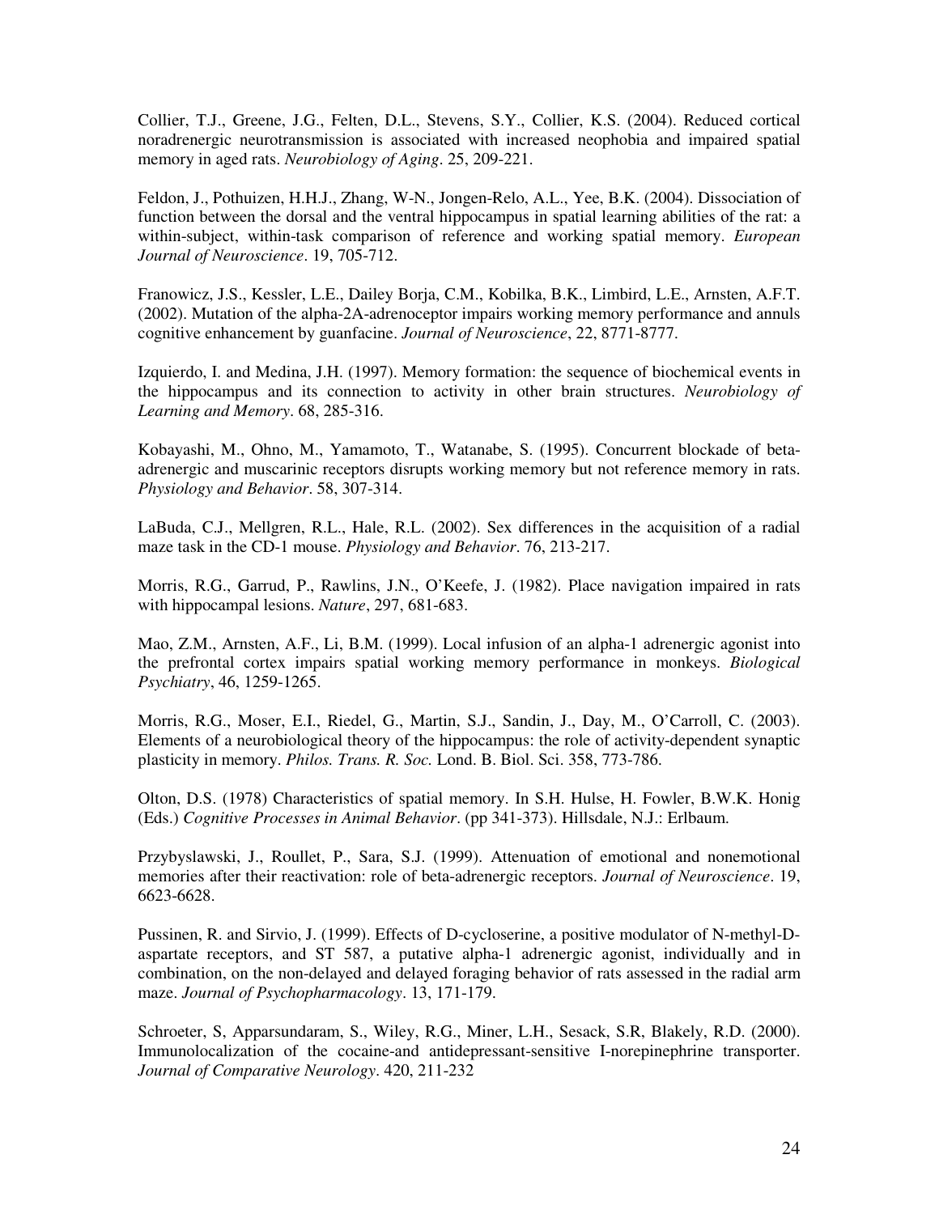Collier, T.J., Greene, J.G., Felten, D.L., Stevens, S.Y., Collier, K.S. (2004). Reduced cortical noradrenergic neurotransmission is associated with increased neophobia and impaired spatial memory in aged rats. *Neurobiology of Aging*. 25, 209-221.

Feldon, J., Pothuizen, H.H.J., Zhang, W-N., Jongen-Relo, A.L., Yee, B.K. (2004). Dissociation of function between the dorsal and the ventral hippocampus in spatial learning abilities of the rat: a within-subject, within-task comparison of reference and working spatial memory. *European Journal of Neuroscience*. 19, 705-712.

Franowicz, J.S., Kessler, L.E., Dailey Borja, C.M., Kobilka, B.K., Limbird, L.E., Arnsten, A.F.T. (2002). Mutation of the alpha-2A-adrenoceptor impairs working memory performance and annuls cognitive enhancement by guanfacine. *Journal of Neuroscience*, 22, 8771-8777.

Izquierdo, I. and Medina, J.H. (1997). Memory formation: the sequence of biochemical events in the hippocampus and its connection to activity in other brain structures. *Neurobiology of Learning and Memory*. 68, 285-316.

Kobayashi, M., Ohno, M., Yamamoto, T., Watanabe, S. (1995). Concurrent blockade of beta-adrenergic and muscarinic receptors disrupts working memory but not reference memory in rats. *Physiology and Behavior*. 58, 307-314.

LaBuda, C.J., Mellgren, R.L., Hale, R.L. (2002). Sex differences in the acquisition of a radial maze task in the CD-1 mouse. *Physiology and Behavior*. 76, 213-217.

Morris, R.G., Garrud, P., Rawlins, J.N., O'Keefe, J. (1982). Place navigation impaired in rats with hippocampal lesions. *Nature*, 297, 681-683.

Mao, Z.M., Arnsten, A.F., Li, B.M. (1999). Local infusion of an alpha-1 adrenergic agonist into the prefrontal cortex impairs spatial working memory performance in monkeys. *Biological Psychiatry*, 46, 1259-1265.

Morris, R.G., Moser, E.I., Riedel, G., Martin, S.J., Sandin, J., Day, M., O'Carroll, C. (2003). Elements of a neurobiological theory of the hippocampus: the role of activity-dependent synaptic plasticity in memory. *Philos. Trans. R. Soc.* Lond. B. Biol. Sci. 358, 773-786.

Olton, D.S. (1978) Characteristics of spatial memory. In S.H. Hulse, H. Fowler, B.W.K. Honig (Eds.) *Cognitive Processes in Animal Behavior*. (pp 341-373). Hillsdale, N.J.: Erlbaum.

Przybyslawski, J., Roullet, P., Sara, S.J. (1999). Attenuation of emotional and nonemotional memories after their reactivation: role of beta-adrenergic receptors. *Journal of Neuroscience*. 19, 6623-6628.

Pussinen, R. and Sirvio, J. (1999). Effects of D-cycloserine, a positive modulator of N-methyl-D-aspartate receptors, and ST 587, a putative alpha-1 adrenergic agonist, individually and in combination, on the non-delayed and delayed foraging behavior of rats assessed in the radial arm maze. *Journal of Psychopharmacology*. 13, 171-179.

Schroeter, S, Apparsundaram, S., Wiley, R.G., Miner, L.H., Sesack, S.R, Blakely, R.D. (2000). Immunolocalization of the cocaine-and antidepressant-sensitive I-norepinephrine transporter. *Journal of Comparative Neurology*. 420, 211-232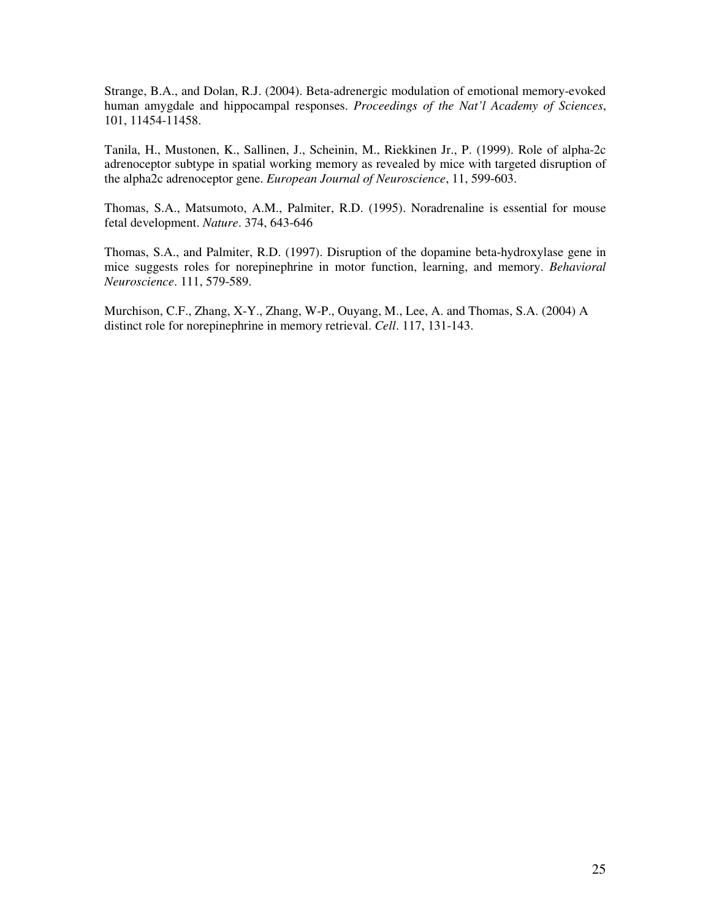Strange, B.A., and Dolan, R.J. (2004). Beta-adrenergic modulation of emotional memory-evoked human amygdale and hippocampal responses. *Proceedings of the Nat'l Academy of Sciences*, 101, 11454-11458.

Tanila, H., Mustonen, K., Sallinen, J., Scheinin, M., Riekkinen Jr., P. (1999). Role of alpha-2c adrenoceptor subtype in spatial working memory as revealed by mice with targeted disruption of the alpha2c adrenoceptor gene. *European Journal of Neuroscience*, 11, 599-603.

Thomas, S.A., Matsumoto, A.M., Palmiter, R.D. (1995). Noradrenaline is essential for mouse fetal development. *Nature*. 374, 643-646

Thomas, S.A., and Palmiter, R.D. (1997). Disruption of the dopamine beta-hydroxylase gene in mice suggests roles for norepinephrine in motor function, learning, and memory. *Behavioral Neuroscience*. 111, 579-589.

Murchison, C.F., Zhang, X-Y., Zhang, W-P., Ouyang, M., Lee, A. and Thomas, S.A. (2004) A distinct role for norepinephrine in memory retrieval. *Cell*. 117, 131-143.